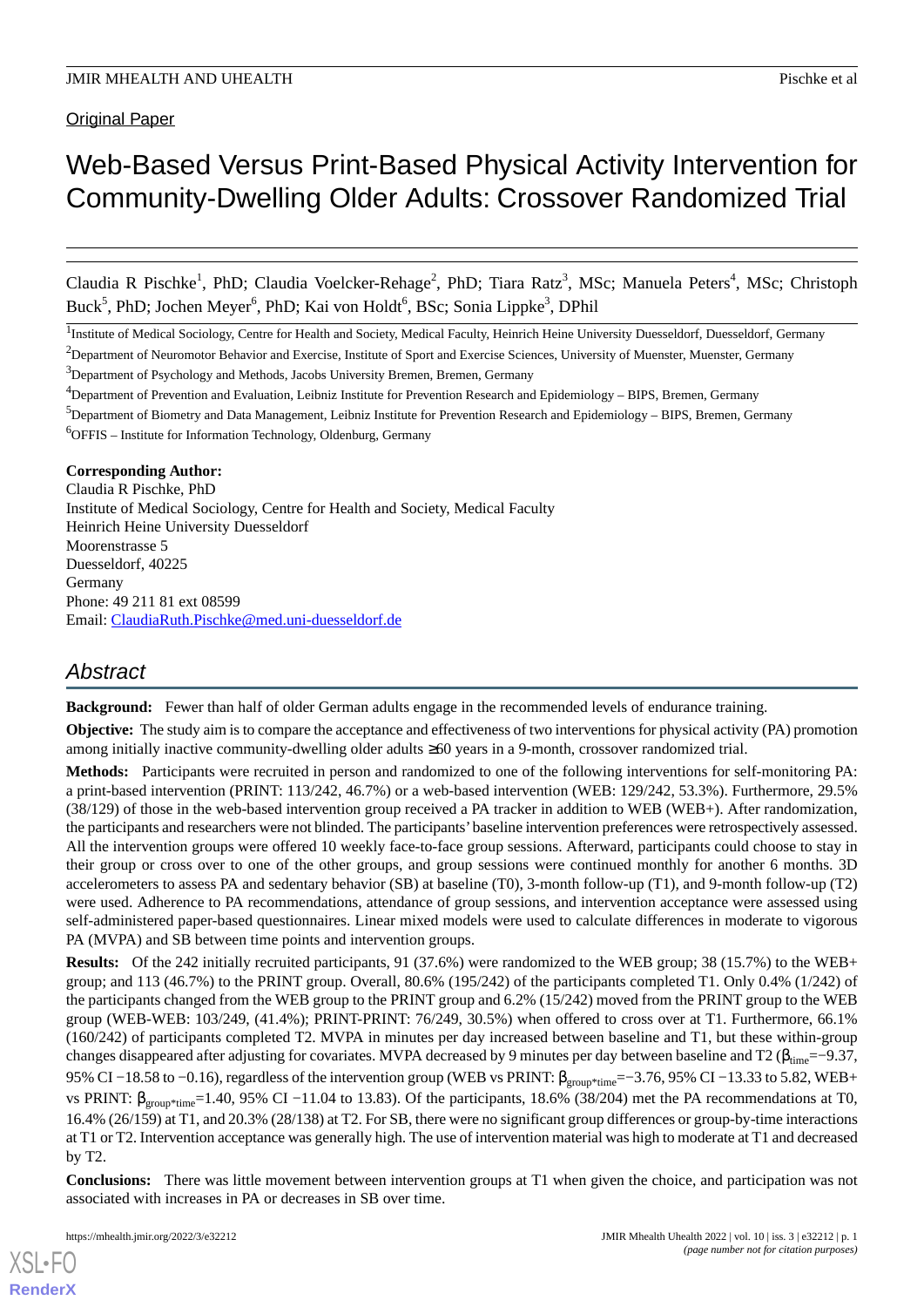Original Paper

# Web-Based Versus Print-Based Physical Activity Intervention for Community-Dwelling Older Adults: Crossover Randomized Trial

Claudia R Pischke[1], PhD; Claudia Voelcker-Rehage[2], PhD; Tiara Ratz[3], MSc; Manuela Peters[4], MSc; Christoph Buck[5], PhD; Jochen Meyer[6], PhD; Kai von Holdt[6], BSc; Sonia Lippke[3], DPhil

[1]Institute of Medical Sociology, Centre for Health and Society, Medical Faculty, Heinrich Heine University Duesseldorf, Duesseldorf, Germany

[2]Department of Neuromotor Behavior and Exercise, Institute of Sport and Exercise Sciences, University of Muenster, Muenster, Germany

[3]Department of Psychology and Methods, Jacobs University Bremen, Bremen, Germany

[4]Department of Prevention and Evaluation, Leibniz Institute for Prevention Research and Epidemiology – BIPS, Bremen, Germany

[5]Department of Biometry and Data Management, Leibniz Institute for Prevention Research and Epidemiology – BIPS, Bremen, Germany

[6]OFFIS – Institute for Information Technology, Oldenburg, Germany

**Corresponding Author:**
Claudia R Pischke, PhD
Institute of Medical Sociology, Centre for Health and Society, Medical Faculty
Heinrich Heine University Duesseldorf
Moorenstrasse 5
Duesseldorf, 40225
Germany
Phone: 49 211 81 ext 08599
Email: ClaudiaRuth.Pischke@med.uni-duesseldorf.de

## Abstract

**Background:** Fewer than half of older German adults engage in the recommended levels of endurance training.

**Objective:** The study aim is to compare the acceptance and effectiveness of two interventions for physical activity (PA) promotion among initially inactive community-dwelling older adults ≥60 years in a 9-month, crossover randomized trial.

**Methods:** Participants were recruited in person and randomized to one of the following interventions for self-monitoring PA: a print-based intervention (PRINT: 113/242, 46.7%) or a web-based intervention (WEB: 129/242, 53.3%). Furthermore, 29.5% (38/129) of those in the web-based intervention group received a PA tracker in addition to WEB (WEB+). After randomization, the participants and researchers were not blinded. The participants' baseline intervention preferences were retrospectively assessed. All the intervention groups were offered 10 weekly face-to-face group sessions. Afterward, participants could choose to stay in their group or cross over to one of the other groups, and group sessions were continued monthly for another 6 months. 3D accelerometers to assess PA and sedentary behavior (SB) at baseline (T0), 3-month follow-up (T1), and 9-month follow-up (T2) were used. Adherence to PA recommendations, attendance of group sessions, and intervention acceptance were assessed using self-administered paper-based questionnaires. Linear mixed models were used to calculate differences in moderate to vigorous PA (MVPA) and SB between time points and intervention groups.

**Results:** Of the 242 initially recruited participants, 91 (37.6%) were randomized to the WEB group; 38 (15.7%) to the WEB+ group; and 113 (46.7%) to the PRINT group. Overall, 80.6% (195/242) of the participants completed T1. Only 0.4% (1/242) of the participants changed from the WEB group to the PRINT group and 6.2% (15/242) moved from the PRINT group to the WEB group (WEB-WEB: 103/249, (41.4%); PRINT-PRINT: 76/249, 30.5%) when offered to cross over at T1. Furthermore, 66.1% (160/242) of participants completed T2. MVPA in minutes per day increased between baseline and T1, but these within-group changes disappeared after adjusting for covariates. MVPA decreased by 9 minutes per day between baseline and T2 ($\beta_{time}$=−9.37, 95% CI −18.58 to −0.16), regardless of the intervention group (WEB vs PRINT: $\beta_{group*time}$=−3.76, 95% CI −13.33 to 5.82, WEB+ vs PRINT: $\beta_{group*time}$=1.40, 95% CI −11.04 to 13.83). Of the participants, 18.6% (38/204) met the PA recommendations at T0, 16.4% (26/159) at T1, and 20.3% (28/138) at T2. For SB, there were no significant group differences or group-by-time interactions at T1 or T2. Intervention acceptance was generally high. The use of intervention material was high to moderate at T1 and decreased by T2.

**Conclusions:** There was little movement between intervention groups at T1 when given the choice, and participation was not associated with increases in PA or decreases in SB over time.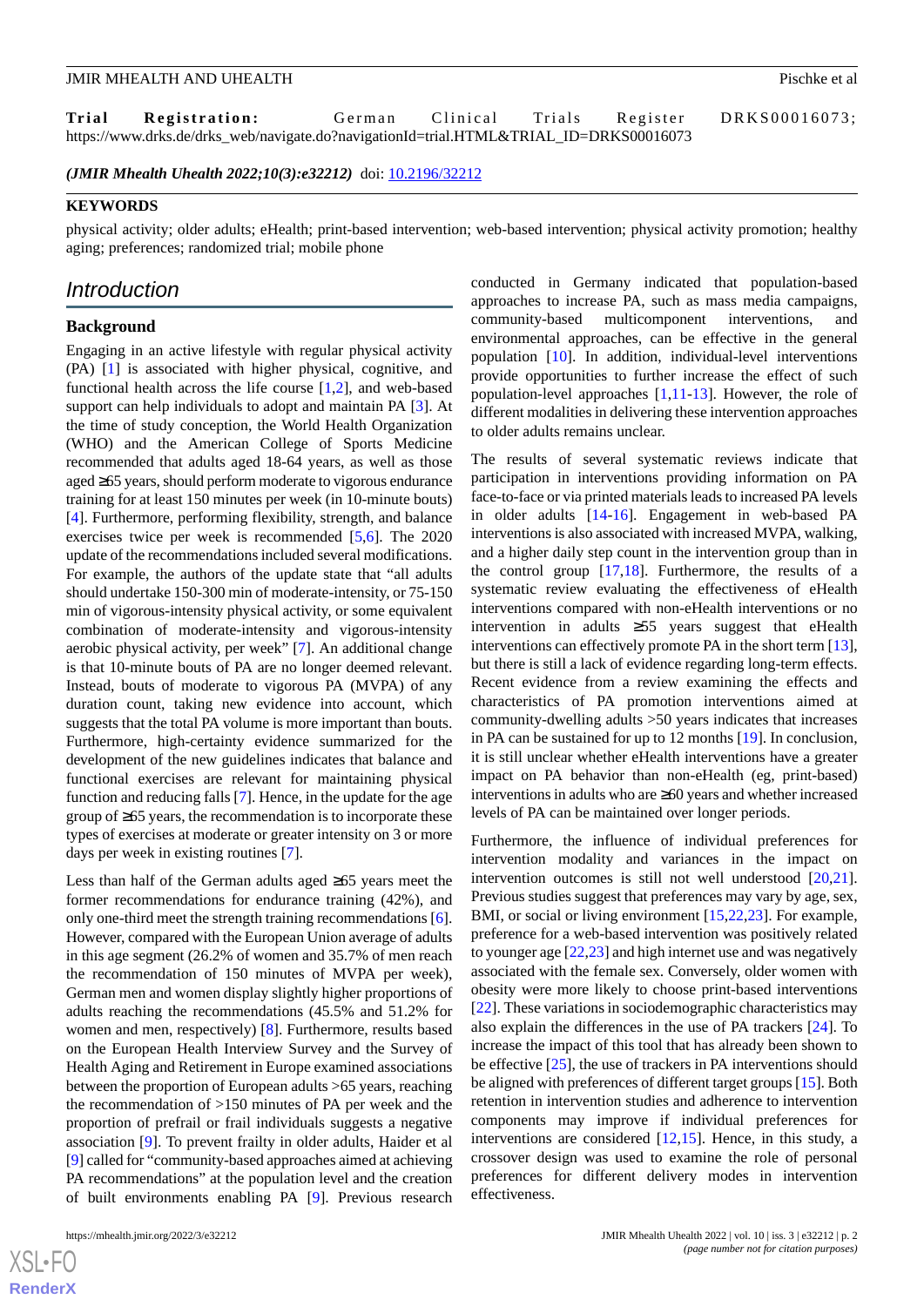**Trial Registration:** German Clinical Trials Register DRKS00016073; https://www.drks.de/drks_web/navigate.do?navigationId=trial.HTML&TRIAL_ID=DRKS00016073

***(JMIR Mhealth Uhealth 2022;10(3):e32212)*** doi: 10.2196/32212

**KEYWORDS**

physical activity; older adults; eHealth; print-based intervention; web-based intervention; physical activity promotion; healthy aging; preferences; randomized trial; mobile phone

## Introduction

### Background

Engaging in an active lifestyle with regular physical activity (PA) [1] is associated with higher physical, cognitive, and functional health across the life course [1,2], and web-based support can help individuals to adopt and maintain PA [3]. At the time of study conception, the World Health Organization (WHO) and the American College of Sports Medicine recommended that adults aged 18-64 years, as well as those aged ≥65 years, should perform moderate to vigorous endurance training for at least 150 minutes per week (in 10-minute bouts) [4]. Furthermore, performing flexibility, strength, and balance exercises twice per week is recommended [5,6]. The 2020 update of the recommendations included several modifications. For example, the authors of the update state that "all adults should undertake 150-300 min of moderate-intensity, or 75-150 min of vigorous-intensity physical activity, or some equivalent combination of moderate-intensity and vigorous-intensity aerobic physical activity, per week" [7]. An additional change is that 10-minute bouts of PA are no longer deemed relevant. Instead, bouts of moderate to vigorous PA (MVPA) of any duration count, taking new evidence into account, which suggests that the total PA volume is more important than bouts. Furthermore, high-certainty evidence summarized for the development of the new guidelines indicates that balance and functional exercises are relevant for maintaining physical function and reducing falls [7]. Hence, in the update for the age group of ≥65 years, the recommendation is to incorporate these types of exercises at moderate or greater intensity on 3 or more days per week in existing routines [7].

Less than half of the German adults aged ≥65 years meet the former recommendations for endurance training (42%), and only one-third meet the strength training recommendations [6]. However, compared with the European Union average of adults in this age segment (26.2% of women and 35.7% of men reach the recommendation of 150 minutes of MVPA per week), German men and women display slightly higher proportions of adults reaching the recommendations (45.5% and 51.2% for women and men, respectively) [8]. Furthermore, results based on the European Health Interview Survey and the Survey of Health Aging and Retirement in Europe examined associations between the proportion of European adults >65 years, reaching the recommendation of >150 minutes of PA per week and the proportion of prefrail or frail individuals suggests a negative association [9]. To prevent frailty in older adults, Haider et al [9] called for "community-based approaches aimed at achieving PA recommendations" at the population level and the creation of built environments enabling PA [9]. Previous research conducted in Germany indicated that population-based approaches to increase PA, such as mass media campaigns, community-based multicomponent interventions, and environmental approaches, can be effective in the general population [10]. In addition, individual-level interventions provide opportunities to further increase the effect of such population-level approaches [1,11-13]. However, the role of different modalities in delivering these intervention approaches to older adults remains unclear.

The results of several systematic reviews indicate that participation in interventions providing information on PA face-to-face or via printed materials leads to increased PA levels in older adults [14-16]. Engagement in web-based PA interventions is also associated with increased MVPA, walking, and a higher daily step count in the intervention group than in the control group [17,18]. Furthermore, the results of a systematic review evaluating the effectiveness of eHealth interventions compared with non-eHealth interventions or no intervention in adults ≥55 years suggest that eHealth interventions can effectively promote PA in the short term [13], but there is still a lack of evidence regarding long-term effects. Recent evidence from a review examining the effects and characteristics of PA promotion interventions aimed at community-dwelling adults >50 years indicates that increases in PA can be sustained for up to 12 months [19]. In conclusion, it is still unclear whether eHealth interventions have a greater impact on PA behavior than non-eHealth (eg, print-based) interventions in adults who are ≥60 years and whether increased levels of PA can be maintained over longer periods.

Furthermore, the influence of individual preferences for intervention modality and variances in the impact on intervention outcomes is still not well understood [20,21]. Previous studies suggest that preferences may vary by age, sex, BMI, or social or living environment [15,22,23]. For example, preference for a web-based intervention was positively related to younger age [22,23] and high internet use and was negatively associated with the female sex. Conversely, older women with obesity were more likely to choose print-based interventions [22]. These variations in sociodemographic characteristics may also explain the differences in the use of PA trackers [24]. To increase the impact of this tool that has already been shown to be effective [25], the use of trackers in PA interventions should be aligned with preferences of different target groups [15]. Both retention in intervention studies and adherence to intervention components may improve if individual preferences for interventions are considered [12,15]. Hence, in this study, a crossover design was used to examine the role of personal preferences for different delivery modes in intervention effectiveness.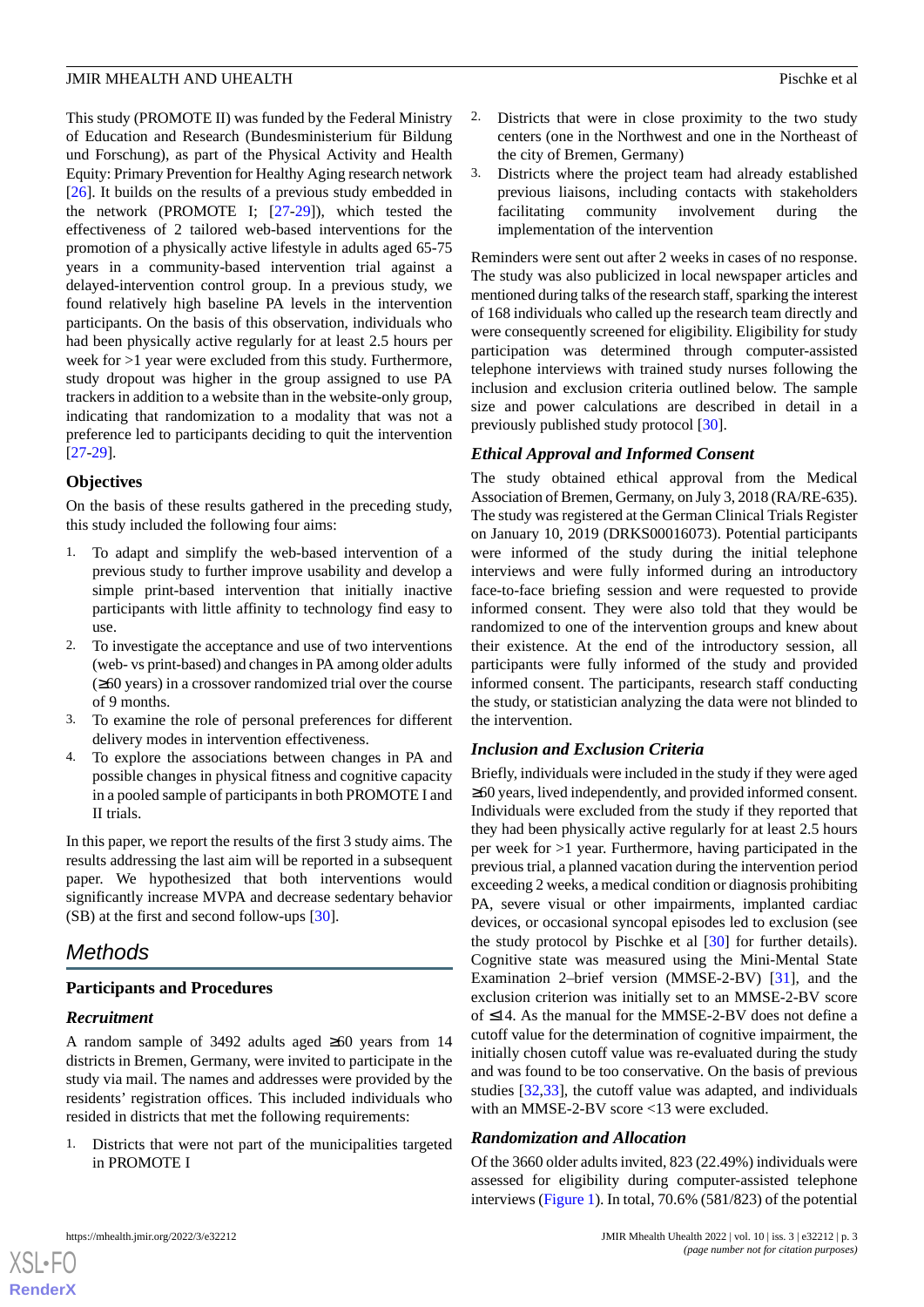This study (PROMOTE II) was funded by the Federal Ministry of Education and Research (Bundesministerium für Bildung und Forschung), as part of the Physical Activity and Health Equity: Primary Prevention for Healthy Aging research network [26]. It builds on the results of a previous study embedded in the network (PROMOTE I; [27-29]), which tested the effectiveness of 2 tailored web-based interventions for the promotion of a physically active lifestyle in adults aged 65-75 years in a community-based intervention trial against a delayed-intervention control group. In a previous study, we found relatively high baseline PA levels in the intervention participants. On the basis of this observation, individuals who had been physically active regularly for at least 2.5 hours per week for >1 year were excluded from this study. Furthermore, study dropout was higher in the group assigned to use PA trackers in addition to a website than in the website-only group, indicating that randomization to a modality that was not a preference led to participants deciding to quit the intervention [27-29].

### Objectives

On the basis of these results gathered in the preceding study, this study included the following four aims:

1. To adapt and simplify the web-based intervention of a previous study to further improve usability and develop a simple print-based intervention that initially inactive participants with little affinity to technology find easy to use.
2. To investigate the acceptance and use of two interventions (web- vs print-based) and changes in PA among older adults (≥60 years) in a crossover randomized trial over the course of 9 months.
3. To examine the role of personal preferences for different delivery modes in intervention effectiveness.
4. To explore the associations between changes in PA and possible changes in physical fitness and cognitive capacity in a pooled sample of participants in both PROMOTE I and II trials.

In this paper, we report the results of the first 3 study aims. The results addressing the last aim will be reported in a subsequent paper. We hypothesized that both interventions would significantly increase MVPA and decrease sedentary behavior (SB) at the first and second follow-ups [30].

## Methods

### Participants and Procedures

#### Recruitment

A random sample of 3492 adults aged ≥60 years from 14 districts in Bremen, Germany, were invited to participate in the study via mail. The names and addresses were provided by the residents' registration offices. This included individuals who resided in districts that met the following requirements:

1. Districts that were not part of the municipalities targeted in PROMOTE I
2. Districts that were in close proximity to the two study centers (one in the Northwest and one in the Northeast of the city of Bremen, Germany)
3. Districts where the project team had already established previous liaisons, including contacts with stakeholders facilitating community involvement during the implementation of the intervention

Reminders were sent out after 2 weeks in cases of no response. The study was also publicized in local newspaper articles and mentioned during talks of the research staff, sparking the interest of 168 individuals who called up the research team directly and were consequently screened for eligibility. Eligibility for study participation was determined through computer-assisted telephone interviews with trained study nurses following the inclusion and exclusion criteria outlined below. The sample size and power calculations are described in detail in a previously published study protocol [30].

#### Ethical Approval and Informed Consent

The study obtained ethical approval from the Medical Association of Bremen, Germany, on July 3, 2018 (RA/RE-635). The study was registered at the German Clinical Trials Register on January 10, 2019 (DRKS00016073). Potential participants were informed of the study during the initial telephone interviews and were fully informed during an introductory face-to-face briefing session and were requested to provide informed consent. They were also told that they would be randomized to one of the intervention groups and knew about their existence. At the end of the introductory session, all participants were fully informed of the study and provided informed consent. The participants, research staff conducting the study, or statistician analyzing the data were not blinded to the intervention.

#### Inclusion and Exclusion Criteria

Briefly, individuals were included in the study if they were aged ≥60 years, lived independently, and provided informed consent. Individuals were excluded from the study if they reported that they had been physically active regularly for at least 2.5 hours per week for >1 year. Furthermore, having participated in the previous trial, a planned vacation during the intervention period exceeding 2 weeks, a medical condition or diagnosis prohibiting PA, severe visual or other impairments, implanted cardiac devices, or occasional syncopal episodes led to exclusion (see the study protocol by Pischke et al [30] for further details). Cognitive state was measured using the Mini-Mental State Examination 2–brief version (MMSE-2-BV) [31], and the exclusion criterion was initially set to an MMSE-2-BV score of ≤14. As the manual for the MMSE-2-BV does not define a cutoff value for the determination of cognitive impairment, the initially chosen cutoff value was re-evaluated during the study and was found to be too conservative. On the basis of previous studies [32,33], the cutoff value was adapted, and individuals with an MMSE-2-BV score <13 were excluded.

#### Randomization and Allocation

Of the 3660 older adults invited, 823 (22.49%) individuals were assessed for eligibility during computer-assisted telephone interviews (Figure 1). In total, 70.6% (581/823) of the potential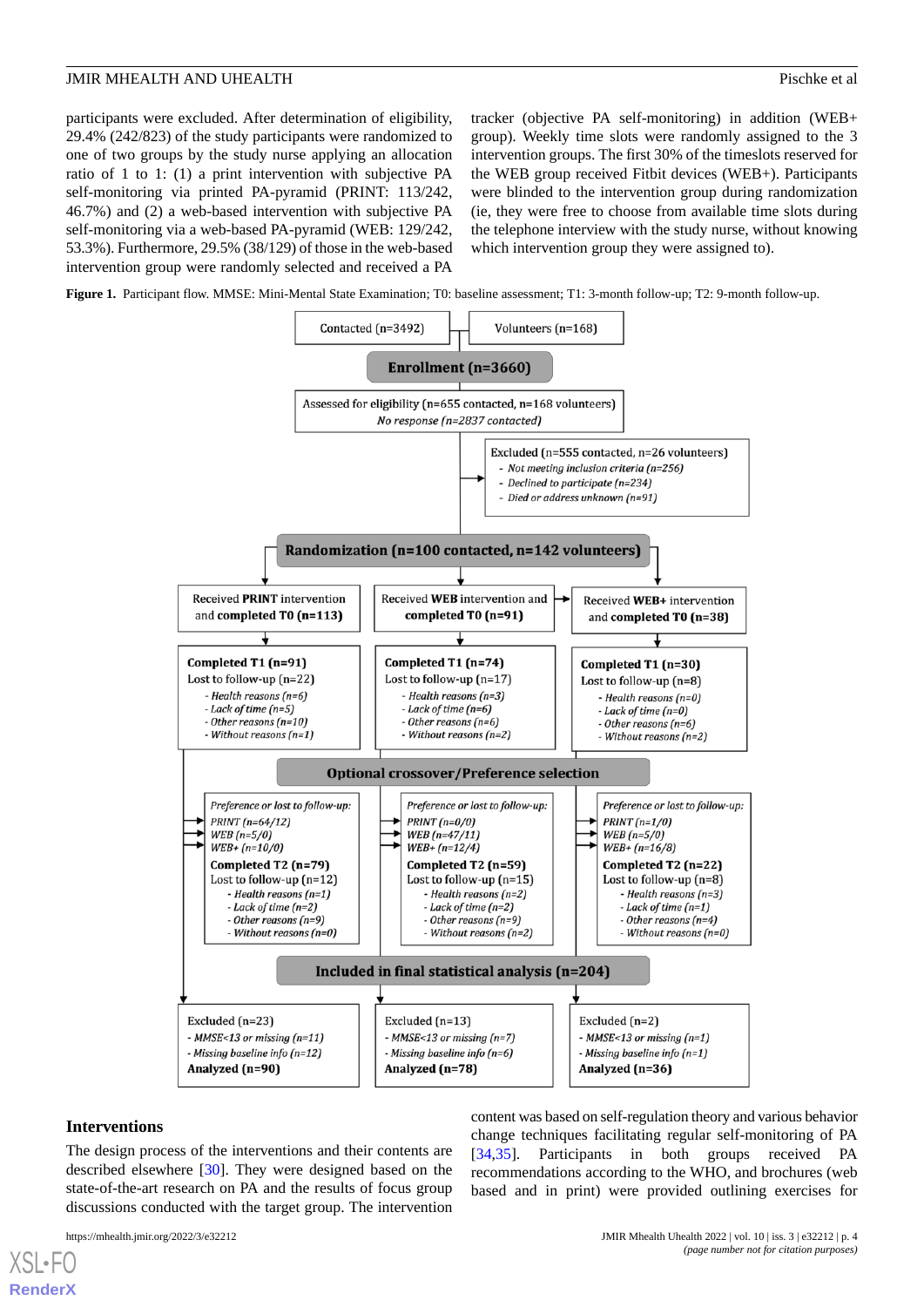participants were excluded. After determination of eligibility, 29.4% (242/823) of the study participants were randomized to one of two groups by the study nurse applying an allocation ratio of 1 to 1: (1) a print intervention with subjective PA self-monitoring via printed PA-pyramid (PRINT: 113/242, 46.7%) and (2) a web-based intervention with subjective PA self-monitoring via a web-based PA-pyramid (WEB: 129/242, 53.3%). Furthermore, 29.5% (38/129) of those in the web-based intervention group were randomly selected and received a PA tracker (objective PA self-monitoring) in addition (WEB+ group). Weekly time slots were randomly assigned to the 3 intervention groups. The first 30% of the timeslots reserved for the WEB group received Fitbit devices (WEB+). Participants were blinded to the intervention group during randomization (ie, they were free to choose from available time slots during the telephone interview with the study nurse, without knowing which intervention group they were assigned to).

**Figure 1.** Participant flow. MMSE: Mini-Mental State Examination; T0: baseline assessment; T1: 3-month follow-up; T2: 9-month follow-up.

Contacted (n=3492) | Volunteers (n=168)

**Enrollment (n=3660)**

Assessed for eligibility (n=655 contacted, n=168 volunteers)
*No response (n=2837 contacted)*

Excluded (n=555 contacted, n=26 volunteers)
- *Not meeting inclusion criteria (n=256)*
- *Declined to participate (n=234)*
- *Died or address unknown (n=91)*

**Randomization (n=100 contacted, n=142 volunteers)**

| PRINT | WEB | WEB+ |
|---|---|---|
| Received **PRINT** intervention and **completed T0 (n=113)** | Received **WEB** intervention and **completed T0 (n=91)** | Received **WEB+** intervention and **completed T0 (n=38)** |
| **Completed T1 (n=91)**<br>Lost to follow-up (n=22)<br>- *Health reasons (n=6)*<br>- *Lack of time (n=5)*<br>- *Other reasons (n=10)*<br>- *Without reasons (n=1)* | **Completed T1 (n=74)**<br>Lost to follow-up (n=17)<br>- *Health reasons (n=3)*<br>- *Lack of time (n=6)*<br>- *Other reasons (n=6)*<br>- *Without reasons (n=2)* | **Completed T1 (n=30)**<br>Lost to follow-up (n=8)<br>- *Health reasons (n=0)*<br>- *Lack of time (n=0)*<br>- *Other reasons (n=6)*<br>- *Without reasons (n=2)* |

**Optional crossover/Preference selection**

| PRINT | WEB | WEB+ |
|---|---|---|
| *Preference or lost to follow-up:*<br>*PRINT (n=64/12)*<br>*WEB (n=5/0)*<br>*WEB+ (n=10/0)*<br>**Completed T2 (n=79)**<br>Lost to follow-up (n=12)<br>- *Health reasons (n=1)*<br>- *Lack of time (n=2)*<br>- *Other reasons (n=9)*<br>- *Without reasons (n=0)* | *Preference or lost to follow-up:*<br>*PRINT (n=0/0)*<br>*WEB (n=47/11)*<br>*WEB+ (n=12/4)*<br>**Completed T2 (n=59)**<br>Lost to follow-up (n=15)<br>- *Health reasons (n=2)*<br>- *Lack of time (n=2)*<br>- *Other reasons (n=9)*<br>- *Without reasons (n=2)* | *Preference or lost to follow-up:*<br>*PRINT (n=1/0)*<br>*WEB (n=5/0)*<br>*WEB+ (n=16/8)*<br>**Completed T2 (n=22)**<br>Lost to follow-up (n=8)<br>- *Health reasons (n=3)*<br>- *Lack of time (n=1)*<br>- *Other reasons (n=4)*<br>- *Without reasons (n=0)* |

**Included in final statistical analysis (n=204)**

| PRINT | WEB | WEB+ |
|---|---|---|
| Excluded (n=23)<br>- *MMSE<13 or missing (n=11)*<br>- *Missing baseline info (n=12)*<br>**Analyzed (n=90)** | Excluded (n=13)<br>- *MMSE<13 or missing (n=7)*<br>- *Missing baseline info (n=6)*<br>**Analyzed (n=78)** | Excluded (n=2)<br>- *MMSE<13 or missing (n=1)*<br>- *Missing baseline info (n=1)*<br>**Analyzed (n=36)** |

## Interventions

The design process of the interventions and their contents are described elsewhere [30]. They were designed based on the state-of-the-art research on PA and the results of focus group discussions conducted with the target group. The intervention content was based on self-regulation theory and various behavior change techniques facilitating regular self-monitoring of PA [34,35]. Participants in both groups received PA recommendations according to the WHO, and brochures (web based and in print) were provided outlining exercises for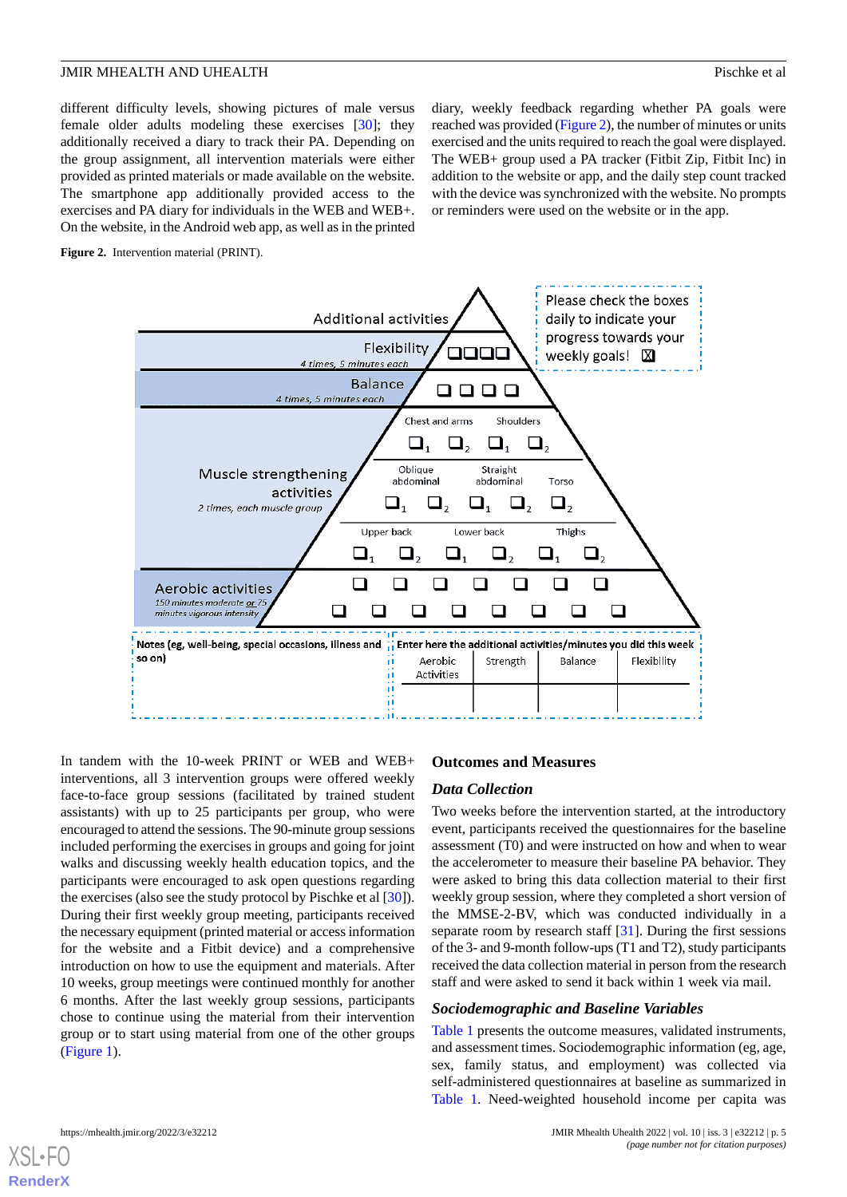different difficulty levels, showing pictures of male versus female older adults modeling these exercises [30]; they additionally received a diary to track their PA. Depending on the group assignment, all intervention materials were either provided as printed materials or made available on the website. The smartphone app additionally provided access to the exercises and PA diary for individuals in the WEB and WEB+. On the website, in the Android web app, as well as in the printed diary, weekly feedback regarding whether PA goals were reached was provided (Figure 2), the number of minutes or units exercised and the units required to reach the goal were displayed. The WEB+ group used a PA tracker (Fitbit Zip, Fitbit Inc) in addition to the website or app, and the daily step count tracked with the device was synchronized with the website. No prompts or reminders were used on the website or in the app.

**Figure 2.** Intervention material (PRINT).

Additional activities

Please check the boxes daily to indicate your progress towards your weekly goals! ☒

Flexibility
4 times, 5 minutes each

Balance
4 times, 5 minutes each

Muscle strengthening activities
2 times, each muscle group

Chest and arms; Shoulders; Oblique abdominal; Straight abdominal; Torso; Upper back; Lower back; Thighs

Aerobic activities
150 minutes moderate or 75 minutes vigorous intensity

Notes (eg, well-being, special occasions, illness and so on)

Enter here the additional activities/minutes you did this week

| Aerobic Activities | Strength | Balance | Flexibility |
|---|---|---|---|
| | | | |

In tandem with the 10-week PRINT or WEB and WEB+ interventions, all 3 intervention groups were offered weekly face-to-face group sessions (facilitated by trained student assistants) with up to 25 participants per group, who were encouraged to attend the sessions. The 90-minute group sessions included performing the exercises in groups and going for joint walks and discussing weekly health education topics, and the participants were encouraged to ask open questions regarding the exercises (also see the study protocol by Pischke et al [30]). During their first weekly group meeting, participants received the necessary equipment (printed material or access information for the website and a Fitbit device) and a comprehensive introduction on how to use the equipment and materials. After 10 weeks, group meetings were continued monthly for another 6 months. After the last weekly group sessions, participants chose to continue using the material from their intervention group or to start using material from one of the other groups (Figure 1).

## Outcomes and Measures

### Data Collection

Two weeks before the intervention started, at the introductory event, participants received the questionnaires for the baseline assessment (T0) and were instructed on how and when to wear the accelerometer to measure their baseline PA behavior. They were asked to bring this data collection material to their first weekly group session, where they completed a short version of the MMSE-2-BV, which was conducted individually in a separate room by research staff [31]. During the first sessions of the 3- and 9-month follow-ups (T1 and T2), study participants received the data collection material in person from the research staff and were asked to send it back within 1 week via mail.

### Sociodemographic and Baseline Variables

Table 1 presents the outcome measures, validated instruments, and assessment times. Sociodemographic information (eg, age, sex, family status, and employment) was collected via self-administered questionnaires at baseline as summarized in Table 1. Need-weighted household income per capita was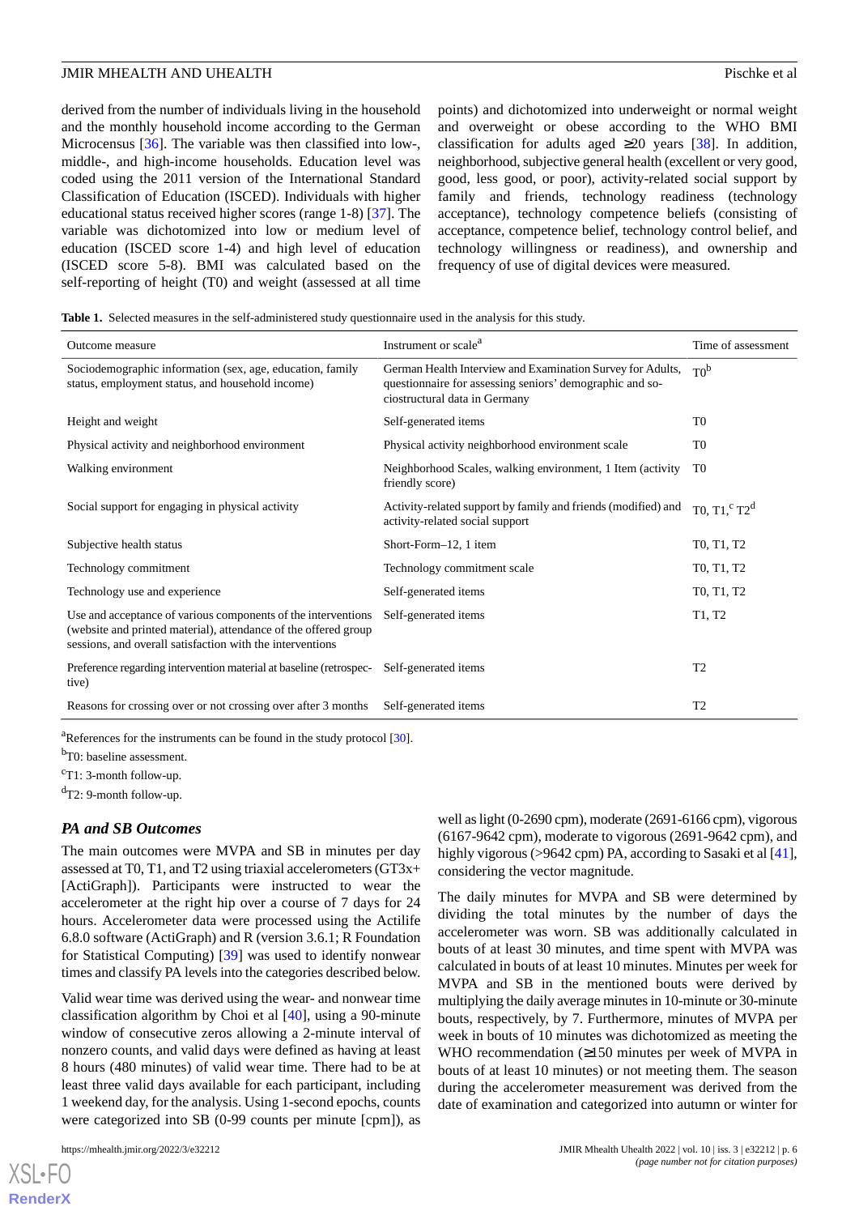derived from the number of individuals living in the household and the monthly household income according to the German Microcensus [36]. The variable was then classified into low-, middle-, and high-income households. Education level was coded using the 2011 version of the International Standard Classification of Education (ISCED). Individuals with higher educational status received higher scores (range 1-8) [37]. The variable was dichotomized into low or medium level of education (ISCED score 1-4) and high level of education (ISCED score 5-8). BMI was calculated based on the self-reporting of height (T0) and weight (assessed at all time points) and dichotomized into underweight or normal weight and overweight or obese according to the WHO BMI classification for adults aged ≥20 years [38]. In addition, neighborhood, subjective general health (excellent or very good, good, less good, or poor), activity-related social support by family and friends, technology readiness (technology acceptance), technology competence beliefs (consisting of acceptance, competence belief, technology control belief, and technology willingness or readiness), and ownership and frequency of use of digital devices were measured.

**Table 1.** Selected measures in the self-administered study questionnaire used in the analysis for this study.

| Outcome measure | Instrument or scale[a] | Time of assessment |
|---|---|---|
| Sociodemographic information (sex, age, education, family status, employment status, and household income) | German Health Interview and Examination Survey for Adults, questionnaire for assessing seniors' demographic and sociostructural data in Germany | T0[b] |
| Height and weight | Self-generated items | T0 |
| Physical activity and neighborhood environment | Physical activity neighborhood environment scale | T0 |
| Walking environment | Neighborhood Scales, walking environment, 1 Item (activity friendly score) | T0 |
| Social support for engaging in physical activity | Activity-related support by family and friends (modified) and activity-related social support | T0, T1,[c] T2[d] |
| Subjective health status | Short-Form–12, 1 item | T0, T1, T2 |
| Technology commitment | Technology commitment scale | T0, T1, T2 |
| Technology use and experience | Self-generated items | T0, T1, T2 |
| Use and acceptance of various components of the interventions (website and printed material), attendance of the offered group sessions, and overall satisfaction with the interventions | Self-generated items | T1, T2 |
| Preference regarding intervention material at baseline (retrospective) | Self-generated items | T2 |
| Reasons for crossing over or not crossing over after 3 months | Self-generated items | T2 |

[a]References for the instruments can be found in the study protocol [30].

[b]T0: baseline assessment.

[c]T1: 3-month follow-up.

[d]T2: 9-month follow-up.

### PA and SB Outcomes

The main outcomes were MVPA and SB in minutes per day assessed at T0, T1, and T2 using triaxial accelerometers (GT3x+ [ActiGraph]). Participants were instructed to wear the accelerometer at the right hip over a course of 7 days for 24 hours. Accelerometer data were processed using the Actilife 6.8.0 software (ActiGraph) and R (version 3.6.1; R Foundation for Statistical Computing) [39] was used to identify nonwear times and classify PA levels into the categories described below.

Valid wear time was derived using the wear- and nonwear time classification algorithm by Choi et al [40], using a 90-minute window of consecutive zeros allowing a 2-minute interval of nonzero counts, and valid days were defined as having at least 8 hours (480 minutes) of valid wear time. There had to be at least three valid days available for each participant, including 1 weekend day, for the analysis. Using 1-second epochs, counts were categorized into SB (0-99 counts per minute [cpm]), as well as light (0-2690 cpm), moderate (2691-6166 cpm), vigorous (6167-9642 cpm), moderate to vigorous (2691-9642 cpm), and highly vigorous (>9642 cpm) PA, according to Sasaki et al [41], considering the vector magnitude.

The daily minutes for MVPA and SB were determined by dividing the total minutes by the number of days the accelerometer was worn. SB was additionally calculated in bouts of at least 30 minutes, and time spent with MVPA was calculated in bouts of at least 10 minutes. Minutes per week for MVPA and SB in the mentioned bouts were derived by multiplying the daily average minutes in 10-minute or 30-minute bouts, respectively, by 7. Furthermore, minutes of MVPA per week in bouts of 10 minutes was dichotomized as meeting the WHO recommendation (≥150 minutes per week of MVPA in bouts of at least 10 minutes) or not meeting them. The season during the accelerometer measurement was derived from the date of examination and categorized into autumn or winter for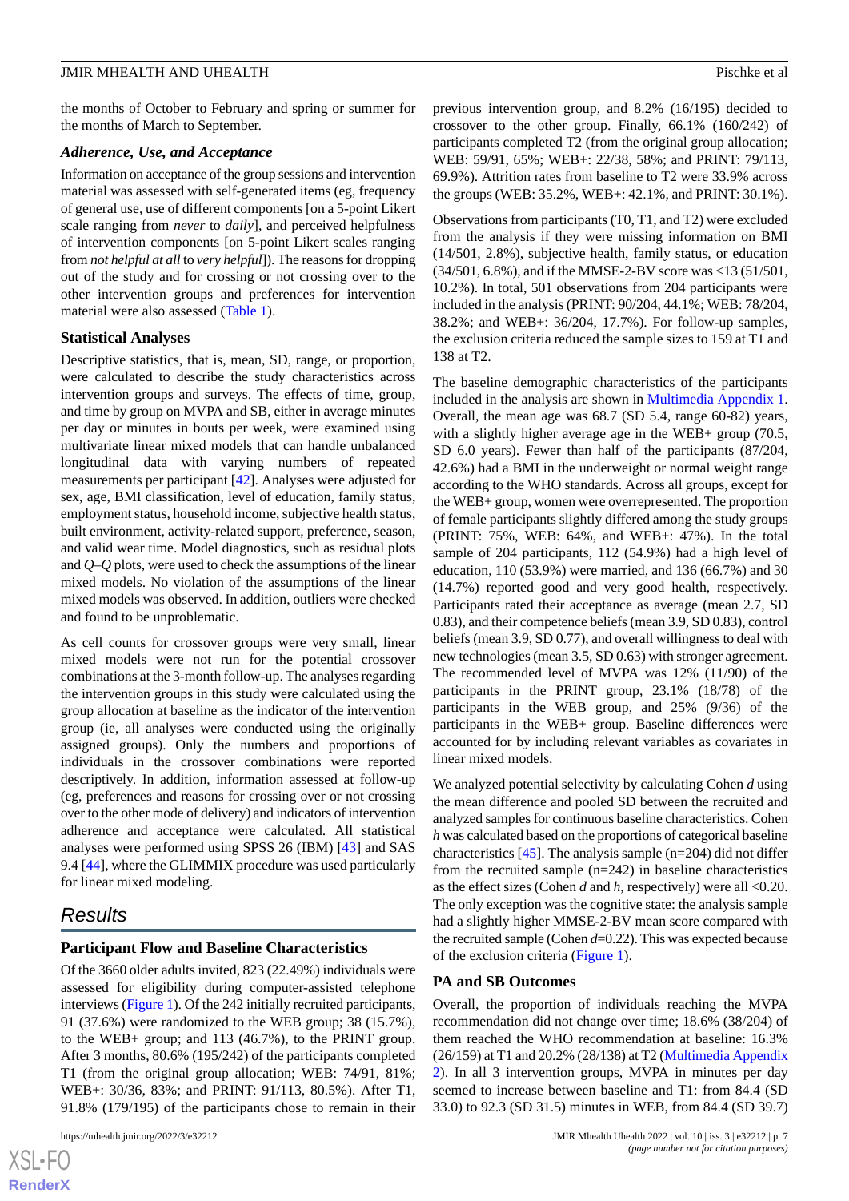the months of October to February and spring or summer for the months of March to September.

### Adherence, Use, and Acceptance

Information on acceptance of the group sessions and intervention material was assessed with self-generated items (eg, frequency of general use, use of different components [on a 5-point Likert scale ranging from *never* to *daily*], and perceived helpfulness of intervention components [on 5-point Likert scales ranging from *not helpful at all* to *very helpful*]). The reasons for dropping out of the study and for crossing or not crossing over to the other intervention groups and preferences for intervention material were also assessed (Table 1).

### Statistical Analyses

Descriptive statistics, that is, mean, SD, range, or proportion, were calculated to describe the study characteristics across intervention groups and surveys. The effects of time, group, and time by group on MVPA and SB, either in average minutes per day or minutes in bouts per week, were examined using multivariate linear mixed models that can handle unbalanced longitudinal data with varying numbers of repeated measurements per participant [42]. Analyses were adjusted for sex, age, BMI classification, level of education, family status, employment status, household income, subjective health status, built environment, activity-related support, preference, season, and valid wear time. Model diagnostics, such as residual plots and *Q–Q* plots, were used to check the assumptions of the linear mixed models. No violation of the assumptions of the linear mixed models was observed. In addition, outliers were checked and found to be unproblematic.

As cell counts for crossover groups were very small, linear mixed models were not run for the potential crossover combinations at the 3-month follow-up. The analyses regarding the intervention groups in this study were calculated using the group allocation at baseline as the indicator of the intervention group (ie, all analyses were conducted using the originally assigned groups). Only the numbers and proportions of individuals in the crossover combinations were reported descriptively. In addition, information assessed at follow-up (eg, preferences and reasons for crossing over or not crossing over to the other mode of delivery) and indicators of intervention adherence and acceptance were calculated. All statistical analyses were performed using SPSS 26 (IBM) [43] and SAS 9.4 [44], where the GLIMMIX procedure was used particularly for linear mixed modeling.

## Results

### Participant Flow and Baseline Characteristics

Of the 3660 older adults invited, 823 (22.49%) individuals were assessed for eligibility during computer-assisted telephone interviews (Figure 1). Of the 242 initially recruited participants, 91 (37.6%) were randomized to the WEB group; 38 (15.7%), to the WEB+ group; and 113 (46.7%), to the PRINT group. After 3 months, 80.6% (195/242) of the participants completed T1 (from the original group allocation; WEB: 74/91, 81%; WEB+: 30/36, 83%; and PRINT: 91/113, 80.5%). After T1, 91.8% (179/195) of the participants chose to remain in their previous intervention group, and 8.2% (16/195) decided to crossover to the other group. Finally, 66.1% (160/242) of participants completed T2 (from the original group allocation; WEB: 59/91, 65%; WEB+: 22/38, 58%; and PRINT: 79/113, 69.9%). Attrition rates from baseline to T2 were 33.9% across the groups (WEB: 35.2%, WEB+: 42.1%, and PRINT: 30.1%).

Observations from participants (T0, T1, and T2) were excluded from the analysis if they were missing information on BMI (14/501, 2.8%), subjective health, family status, or education (34/501, 6.8%), and if the MMSE-2-BV score was <13 (51/501, 10.2%). In total, 501 observations from 204 participants were included in the analysis (PRINT: 90/204, 44.1%; WEB: 78/204, 38.2%; and WEB+: 36/204, 17.7%). For follow-up samples, the exclusion criteria reduced the sample sizes to 159 at T1 and 138 at T2.

The baseline demographic characteristics of the participants included in the analysis are shown in Multimedia Appendix 1. Overall, the mean age was 68.7 (SD 5.4, range 60-82) years, with a slightly higher average age in the WEB+ group (70.5, SD 6.0 years). Fewer than half of the participants (87/204, 42.6%) had a BMI in the underweight or normal weight range according to the WHO standards. Across all groups, except for the WEB+ group, women were overrepresented. The proportion of female participants slightly differed among the study groups (PRINT: 75%, WEB: 64%, and WEB+: 47%). In the total sample of 204 participants, 112 (54.9%) had a high level of education, 110 (53.9%) were married, and 136 (66.7%) and 30 (14.7%) reported good and very good health, respectively. Participants rated their acceptance as average (mean 2.7, SD 0.83), and their competence beliefs (mean 3.9, SD 0.83), control beliefs (mean 3.9, SD 0.77), and overall willingness to deal with new technologies (mean 3.5, SD 0.63) with stronger agreement. The recommended level of MVPA was 12% (11/90) of the participants in the PRINT group, 23.1% (18/78) of the participants in the WEB group, and 25% (9/36) of the participants in the WEB+ group. Baseline differences were accounted for by including relevant variables as covariates in linear mixed models.

We analyzed potential selectivity by calculating Cohen *d* using the mean difference and pooled SD between the recruited and analyzed samples for continuous baseline characteristics. Cohen *h* was calculated based on the proportions of categorical baseline characteristics [45]. The analysis sample (n=204) did not differ from the recruited sample (n=242) in baseline characteristics as the effect sizes (Cohen *d* and *h*, respectively) were all <0.20. The only exception was the cognitive state: the analysis sample had a slightly higher MMSE-2-BV mean score compared with the recruited sample (Cohen *d*=0.22). This was expected because of the exclusion criteria (Figure 1).

### PA and SB Outcomes

Overall, the proportion of individuals reaching the MVPA recommendation did not change over time; 18.6% (38/204) of them reached the WHO recommendation at baseline: 16.3% (26/159) at T1 and 20.2% (28/138) at T2 (Multimedia Appendix 2). In all 3 intervention groups, MVPA in minutes per day seemed to increase between baseline and T1: from 84.4 (SD 33.0) to 92.3 (SD 31.5) minutes in WEB, from 84.4 (SD 39.7)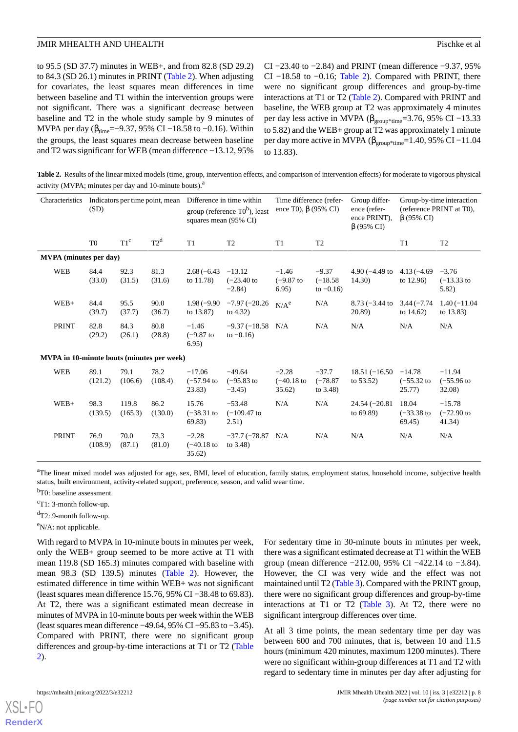to 95.5 (SD 37.7) minutes in WEB+, and from 82.8 (SD 29.2) to 84.3 (SD 26.1) minutes in PRINT (Table 2). When adjusting for covariates, the least squares mean differences in time between baseline and T1 within the intervention groups were not significant. There was a significant decrease between baseline and T2 in the whole study sample by 9 minutes of MVPA per day ($\beta_{time}$=−9.37, 95% CI −18.58 to −0.16). Within the groups, the least squares mean decrease between baseline and T2 was significant for WEB (mean difference −13.12, 95% CI −23.40 to −2.84) and PRINT (mean difference −9.37, 95% CI −18.58 to −0.16; Table 2). Compared with PRINT, there were no significant group differences and group-by-time interactions at T1 or T2 (Table 2). Compared with PRINT and baseline, the WEB group at T2 was approximately 4 minutes per day less active in MVPA ($\beta_{group*time}$=3.76, 95% CI −13.33 to 5.82) and the WEB+ group at T2 was approximately 1 minute per day more active in MVPA ($\beta_{group*time}$=1.40, 95% CI −11.04 to 13.83).

**Table 2.** Results of the linear mixed models (time, group, intervention effects, and comparison of intervention effects) for moderate to vigorous physical activity (MVPA; minutes per day and 10-minute bouts).[a]

| Characteristics | Indicators per time point, mean (SD) | | | Difference in time within group (reference T0[b]), least squares mean (95% CI) | | Time difference (reference T0), β (95% CI) | | Group difference (reference PRINT), β (95% CI) | Group-by-time interaction (reference PRINT at T0), β (95% CI) | |
|---|---|---|---|---|---|---|---|---|---|---|
| | T0 | T1[c] | T2[d] | T1 | T2 | T1 | T2 | | T1 | T2 |
| **MVPA (minutes per day)** | | | | | | | | | | |
| WEB | 84.4 (33.0) | 92.3 (31.5) | 81.3 (31.6) | 2.68 (−6.43 to 11.78) | −13.12 (−23.40 to −2.84) | −1.46 (−9.87 to 6.95) | −9.37 (−18.58 to −0.16) | 4.90 (−4.49 to 14.30) | 4.13 (−4.69 to 12.96) | −3.76 (−13.33 to 5.82) |
| WEB+ | 84.4 (39.7) | 95.5 (37.7) | 90.0 (36.7) | 1.98 (−9.90 to 13.87) | −7.97 (−20.26 to 4.32) | N/A[e] | N/A | 8.73 (−3.44 to 20.89) | 3.44 (−7.74 to 14.62) | 1.40 (−11.04 to 13.83) |
| PRINT | 82.8 (29.2) | 84.3 (26.1) | 80.8 (28.8) | −1.46 (−9.87 to 6.95) | −9.37 (−18.58 to −0.16) | N/A | N/A | N/A | N/A | N/A |
| **MVPA in 10-minute bouts (minutes per week)** | | | | | | | | | | |
| WEB | 89.1 (121.2) | 79.1 (106.6) | 78.2 (108.4) | −17.06 (−57.94 to 23.83) | −49.64 (−95.83 to −3.45) | −2.28 (−40.18 to 35.62) | −37.7 (−78.87 to 3.48) | 18.51 (−16.50 to 53.52) | −14.78 (−55.32 to 25.77) | −11.94 (−55.96 to 32.08) |
| WEB+ | 98.3 (139.5) | 119.8 (165.3) | 86.2 (130.0) | 15.76 (−38.31 to 69.83) | −53.48 (−109.47 to 2.51) | N/A | N/A | 24.54 (−20.81 to 69.89) | 18.04 (−33.38 to 69.45) | −15.78 (−72.90 to 41.34) |
| PRINT | 76.9 (108.9) | 70.0 (87.1) | 73.3 (81.0) | −2.28 (−40.18 to 35.62) | −37.7 (−78.87 to 3.48) | N/A | N/A | N/A | N/A | N/A |

[a]The linear mixed model was adjusted for age, sex, BMI, level of education, family status, employment status, household income, subjective health status, built environment, activity-related support, preference, season, and valid wear time.

[b]T0: baseline assessment.

[c]T1: 3-month follow-up.

[d]T2: 9-month follow-up.

[e]N/A: not applicable.

With regard to MVPA in 10-minute bouts in minutes per week, only the WEB+ group seemed to be more active at T1 with mean 119.8 (SD 165.3) minutes compared with baseline with mean 98.3 (SD 139.5) minutes (Table 2). However, the estimated difference in time within WEB+ was not significant (least squares mean difference 15.76, 95% CI −38.48 to 69.83). At T2, there was a significant estimated mean decrease in minutes of MVPA in 10-minute bouts per week within the WEB (least squares mean difference −49.64, 95% CI −95.83 to −3.45). Compared with PRINT, there were no significant group differences and group-by-time interactions at T1 or T2 (Table 2).

For sedentary time in 30-minute bouts in minutes per week, there was a significant estimated decrease at T1 within the WEB group (mean difference −212.00, 95% CI −422.14 to −3.84). However, the CI was very wide and the effect was not maintained until T2 (Table 3). Compared with the PRINT group, there were no significant group differences and group-by-time interactions at T1 or T2 (Table 3). At T2, there were no significant intergroup differences over time.

At all 3 time points, the mean sedentary time per day was between 600 and 700 minutes, that is, between 10 and 11.5 hours (minimum 420 minutes, maximum 1200 minutes). There were no significant within-group differences at T1 and T2 with regard to sedentary time in minutes per day after adjusting for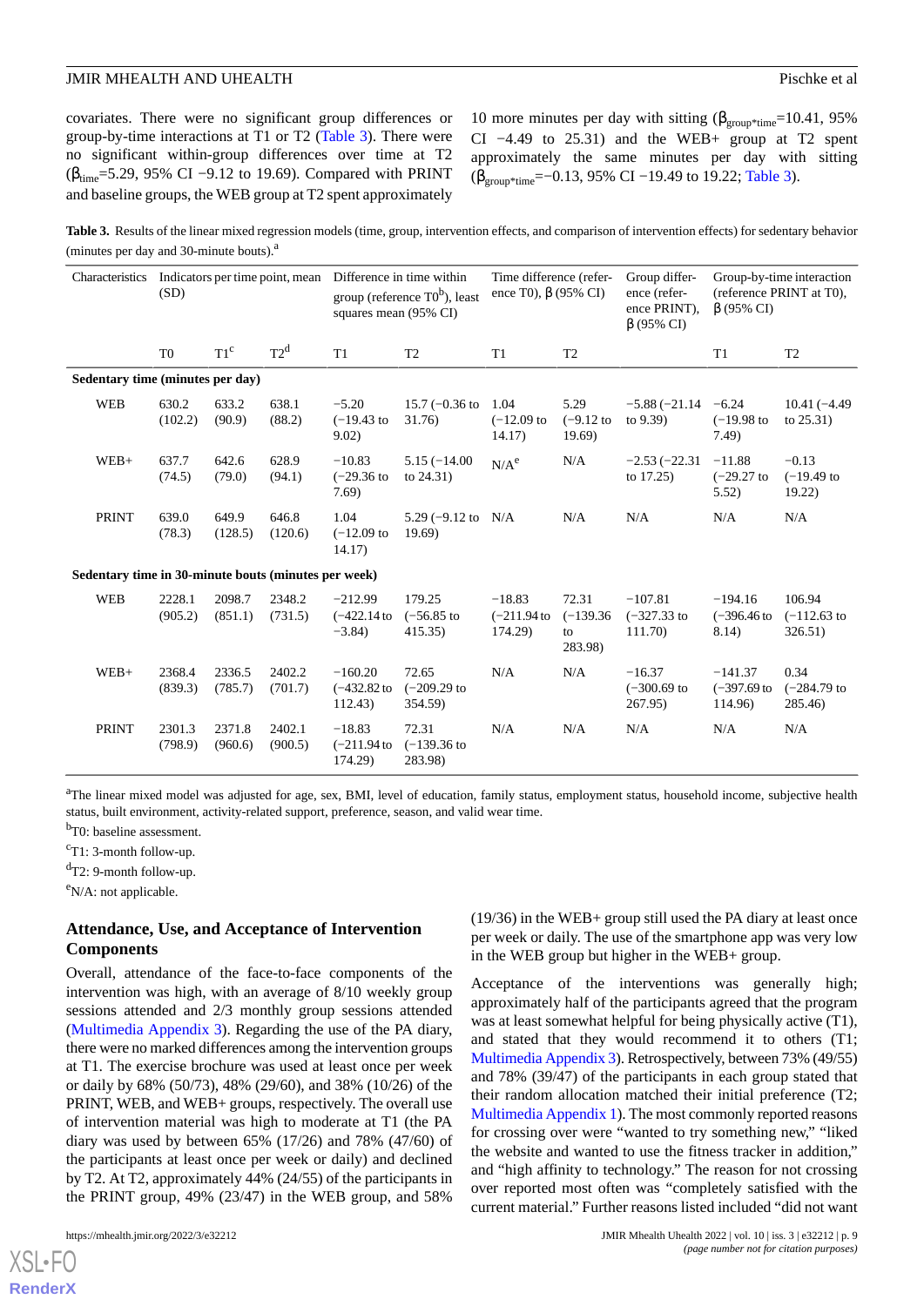covariates. There were no significant group differences or group-by-time interactions at T1 or T2 (Table 3). There were no significant within-group differences over time at T2 ($\beta_{time}$=5.29, 95% CI −9.12 to 19.69). Compared with PRINT and baseline groups, the WEB group at T2 spent approximately 10 more minutes per day with sitting ($\beta_{group*time}$=10.41, 95% CI −4.49 to 25.31) and the WEB+ group at T2 spent approximately the same minutes per day with sitting ($\beta_{group*time}$=−0.13, 95% CI −19.49 to 19.22; Table 3).

**Table 3.** Results of the linear mixed regression models (time, group, intervention effects, and comparison of intervention effects) for sedentary behavior (minutes per day and 30-minute bouts).[a]

| Characteristics | Indicators per time point, mean (SD) | | | Difference in time within group (reference T0[b]), least squares mean (95% CI) | | Time difference (reference T0), β (95% CI) | | Group difference (reference PRINT), β (95% CI) | Group-by-time interaction (reference PRINT at T0), β (95% CI) | |
|---|---|---|---|---|---|---|---|---|---|---|
| | T0 | T1[c] | T2[d] | T1 | T2 | T1 | T2 | | T1 | T2 |
| **Sedentary time (minutes per day)** | | | | | | | | | | |
| WEB | 630.2 (102.2) | 633.2 (90.9) | 638.1 (88.2) | −5.20 (−19.43 to 9.02) | 15.7 (−0.36 to 31.76) | 1.04 (−12.09 to 14.17) | 5.29 (−9.12 to 19.69) | −5.88 (−21.14 to 9.39) | −6.24 (−19.98 to 7.49) | 10.41 (−4.49 to 25.31) |
| WEB+ | 637.7 (74.5) | 642.6 (79.0) | 628.9 (94.1) | −10.83 (−29.36 to 7.69) | 5.15 (−14.00 to 24.31) | N/A[e] | N/A | −2.53 (−22.31 to 17.25) | −11.88 (−29.27 to 5.52) | −0.13 (−19.49 to 19.22) |
| PRINT | 639.0 (78.3) | 649.9 (128.5) | 646.8 (120.6) | 1.04 (−12.09 to 14.17) | 5.29 (−9.12 to 19.69) | N/A | N/A | N/A | N/A | N/A |
| **Sedentary time in 30-minute bouts (minutes per week)** | | | | | | | | | | |
| WEB | 2228.1 (905.2) | 2098.7 (851.1) | 2348.2 (731.5) | −212.99 (−422.14 to −3.84) | 179.25 (−56.85 to 415.35) | −18.83 (−211.94 to 174.29) | 72.31 (−139.36 to 283.98) | −107.81 (−327.33 to 111.70) | −194.16 (−396.46 to 8.14) | 106.94 (−112.63 to 326.51) |
| WEB+ | 2368.4 (839.3) | 2336.5 (785.7) | 2402.2 (701.7) | −160.20 (−432.82 to 112.43) | 72.65 (−209.29 to 354.59) | N/A | N/A | −16.37 (−300.69 to 267.95) | −141.37 (−397.69 to 114.96) | 0.34 (−284.79 to 285.46) |
| PRINT | 2301.3 (798.9) | 2371.8 (960.6) | 2402.1 (900.5) | −18.83 (−211.94 to 174.29) | 72.31 (−139.36 to 283.98) | N/A | N/A | N/A | N/A | N/A |

[a]The linear mixed model was adjusted for age, sex, BMI, level of education, family status, employment status, household income, subjective health status, built environment, activity-related support, preference, season, and valid wear time.

[b]T0: baseline assessment.

[c]T1: 3-month follow-up.

[d]T2: 9-month follow-up.

[e]N/A: not applicable.

## Attendance, Use, and Acceptance of Intervention Components

Overall, attendance of the face-to-face components of the intervention was high, with an average of 8/10 weekly group sessions attended and 2/3 monthly group sessions attended (Multimedia Appendix 3). Regarding the use of the PA diary, there were no marked differences among the intervention groups at T1. The exercise brochure was used at least once per week or daily by 68% (50/73), 48% (29/60), and 38% (10/26) of the PRINT, WEB, and WEB+ groups, respectively. The overall use of intervention material was high to moderate at T1 (the PA diary was used by between 65% (17/26) and 78% (47/60) of the participants at least once per week or daily) and declined by T2. At T2, approximately 44% (24/55) of the participants in the PRINT group, 49% (23/47) in the WEB group, and 58% (19/36) in the WEB+ group still used the PA diary at least once per week or daily. The use of the smartphone app was very low in the WEB group but higher in the WEB+ group.

Acceptance of the interventions was generally high; approximately half of the participants agreed that the program was at least somewhat helpful for being physically active (T1), and stated that they would recommend it to others (T1; Multimedia Appendix 3). Retrospectively, between 73% (49/55) and 78% (39/47) of the participants in each group stated that their random allocation matched their initial preference (T2; Multimedia Appendix 1). The most commonly reported reasons for crossing over were "wanted to try something new," "liked the website and wanted to use the fitness tracker in addition," and "high affinity to technology." The reason for not crossing over reported most often was "completely satisfied with the current material." Further reasons listed included "did not want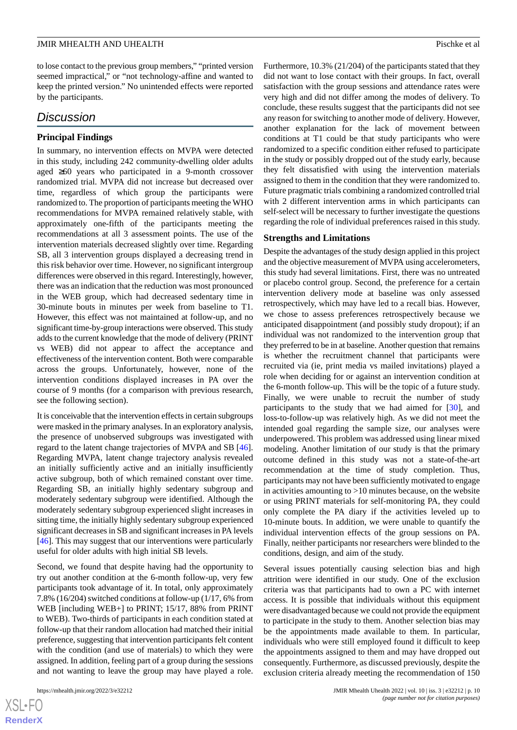to lose contact to the previous group members," "printed version seemed impractical," or "not technology-affine and wanted to keep the printed version." No unintended effects were reported by the participants.

## Discussion

### Principal Findings

In summary, no intervention effects on MVPA were detected in this study, including 242 community-dwelling older adults aged ≥60 years who participated in a 9-month crossover randomized trial. MVPA did not increase but decreased over time, regardless of which group the participants were randomized to. The proportion of participants meeting the WHO recommendations for MVPA remained relatively stable, with approximately one-fifth of the participants meeting the recommendations at all 3 assessment points. The use of the intervention materials decreased slightly over time. Regarding SB, all 3 intervention groups displayed a decreasing trend in this risk behavior over time. However, no significant intergroup differences were observed in this regard. Interestingly, however, there was an indication that the reduction was most pronounced in the WEB group, which had decreased sedentary time in 30-minute bouts in minutes per week from baseline to T1. However, this effect was not maintained at follow-up, and no significant time-by-group interactions were observed. This study adds to the current knowledge that the mode of delivery (PRINT vs WEB) did not appear to affect the acceptance and effectiveness of the intervention content. Both were comparable across the groups. Unfortunately, however, none of the intervention conditions displayed increases in PA over the course of 9 months (for a comparison with previous research, see the following section).

It is conceivable that the intervention effects in certain subgroups were masked in the primary analyses. In an exploratory analysis, the presence of unobserved subgroups was investigated with regard to the latent change trajectories of MVPA and SB [46]. Regarding MVPA, latent change trajectory analysis revealed an initially sufficiently active and an initially insufficiently active subgroup, both of which remained constant over time. Regarding SB, an initially highly sedentary subgroup and moderately sedentary subgroup were identified. Although the moderately sedentary subgroup experienced slight increases in sitting time, the initially highly sedentary subgroup experienced significant decreases in SB and significant increases in PA levels [46]. This may suggest that our interventions were particularly useful for older adults with high initial SB levels.

Second, we found that despite having had the opportunity to try out another condition at the 6-month follow-up, very few participants took advantage of it. In total, only approximately 7.8% (16/204) switched conditions at follow-up (1/17, 6% from WEB [including WEB+] to PRINT; 15/17, 88% from PRINT to WEB). Two-thirds of participants in each condition stated at follow-up that their random allocation had matched their initial preference, suggesting that intervention participants felt content with the condition (and use of materials) to which they were assigned. In addition, feeling part of a group during the sessions and not wanting to leave the group may have played a role. Furthermore, 10.3% (21/204) of the participants stated that they did not want to lose contact with their groups. In fact, overall satisfaction with the group sessions and attendance rates were very high and did not differ among the modes of delivery. To conclude, these results suggest that the participants did not see any reason for switching to another mode of delivery. However, another explanation for the lack of movement between conditions at T1 could be that study participants who were randomized to a specific condition either refused to participate in the study or possibly dropped out of the study early, because they felt dissatisfied with using the intervention materials assigned to them in the condition that they were randomized to. Future pragmatic trials combining a randomized controlled trial with 2 different intervention arms in which participants can self-select will be necessary to further investigate the questions regarding the role of individual preferences raised in this study.

### Strengths and Limitations

Despite the advantages of the study design applied in this project and the objective measurement of MVPA using accelerometers, this study had several limitations. First, there was no untreated or placebo control group. Second, the preference for a certain intervention delivery mode at baseline was only assessed retrospectively, which may have led to a recall bias. However, we chose to assess preferences retrospectively because we anticipated disappointment (and possibly study dropout); if an individual was not randomized to the intervention group that they preferred to be in at baseline. Another question that remains is whether the recruitment channel that participants were recruited via (ie, print media vs mailed invitations) played a role when deciding for or against an intervention condition at the 6-month follow-up. This will be the topic of a future study. Finally, we were unable to recruit the number of study participants to the study that we had aimed for [30], and loss-to-follow-up was relatively high. As we did not meet the intended goal regarding the sample size, our analyses were underpowered. This problem was addressed using linear mixed modeling. Another limitation of our study is that the primary outcome defined in this study was not a state-of-the-art recommendation at the time of study completion. Thus, participants may not have been sufficiently motivated to engage in activities amounting to >10 minutes because, on the website or using PRINT materials for self-monitoring PA, they could only complete the PA diary if the activities leveled up to 10-minute bouts. In addition, we were unable to quantify the individual intervention effects of the group sessions on PA. Finally, neither participants nor researchers were blinded to the conditions, design, and aim of the study.

Several issues potentially causing selection bias and high attrition were identified in our study. One of the exclusion criteria was that participants had to own a PC with internet access. It is possible that individuals without this equipment were disadvantaged because we could not provide the equipment to participate in the study to them. Another selection bias may be the appointments made available to them. In particular, individuals who were still employed found it difficult to keep the appointments assigned to them and may have dropped out consequently. Furthermore, as discussed previously, despite the exclusion criteria already meeting the recommendation of 150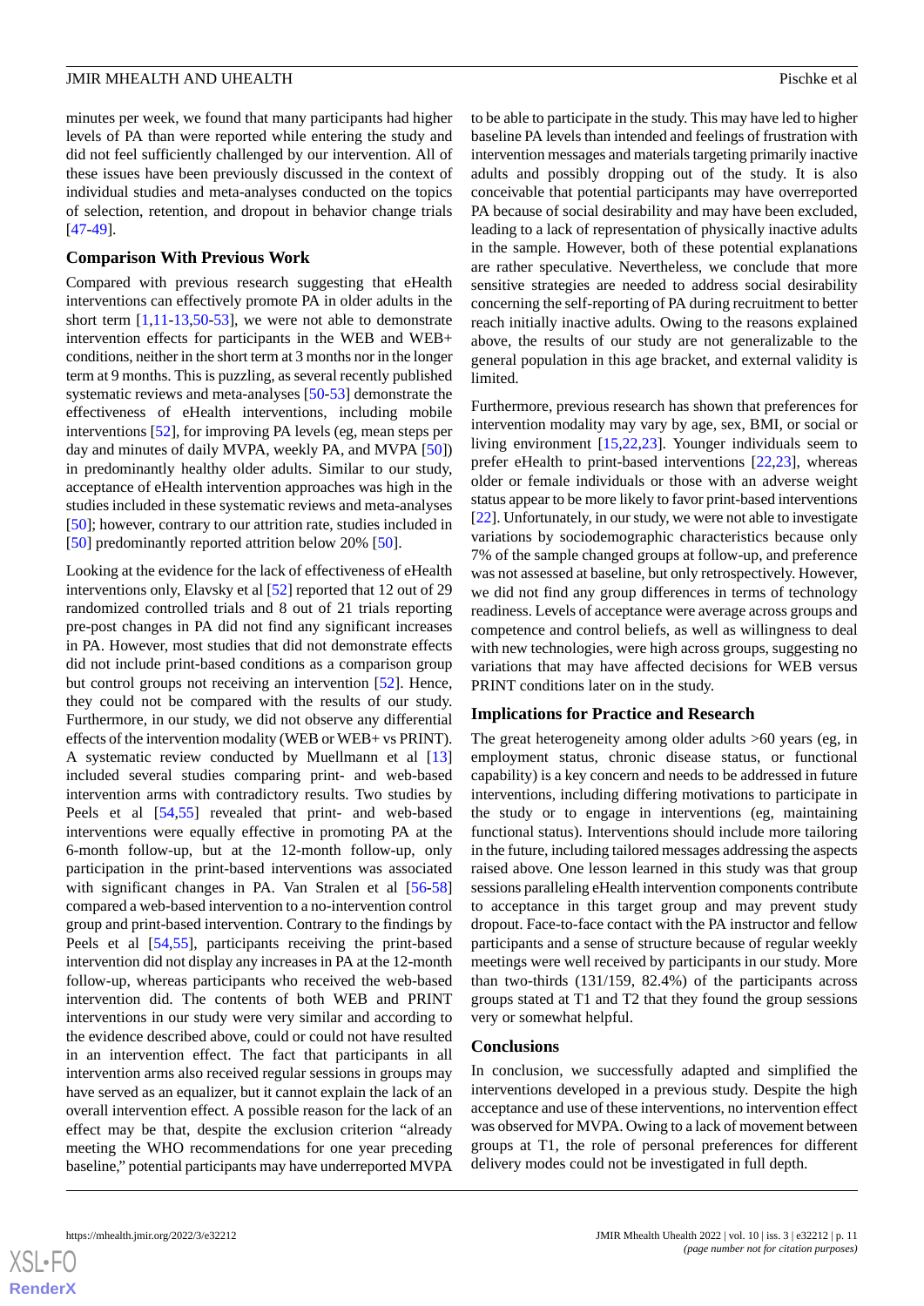minutes per week, we found that many participants had higher levels of PA than were reported while entering the study and did not feel sufficiently challenged by our intervention. All of these issues have been previously discussed in the context of individual studies and meta-analyses conducted on the topics of selection, retention, and dropout in behavior change trials [47-49].

### Comparison With Previous Work

Compared with previous research suggesting that eHealth interventions can effectively promote PA in older adults in the short term [1,11-13,50-53], we were not able to demonstrate intervention effects for participants in the WEB and WEB+ conditions, neither in the short term at 3 months nor in the longer term at 9 months. This is puzzling, as several recently published systematic reviews and meta-analyses [50-53] demonstrate the effectiveness of eHealth interventions, including mobile interventions [52], for improving PA levels (eg, mean steps per day and minutes of daily MVPA, weekly PA, and MVPA [50]) in predominantly healthy older adults. Similar to our study, acceptance of eHealth intervention approaches was high in the studies included in these systematic reviews and meta-analyses [50]; however, contrary to our attrition rate, studies included in [50] predominantly reported attrition below 20% [50].

Looking at the evidence for the lack of effectiveness of eHealth interventions only, Elavsky et al [52] reported that 12 out of 29 randomized controlled trials and 8 out of 21 trials reporting pre-post changes in PA did not find any significant increases in PA. However, most studies that did not demonstrate effects did not include print-based conditions as a comparison group but control groups not receiving an intervention [52]. Hence, they could not be compared with the results of our study. Furthermore, in our study, we did not observe any differential effects of the intervention modality (WEB or WEB+ vs PRINT). A systematic review conducted by Muellmann et al [13] included several studies comparing print- and web-based intervention arms with contradictory results. Two studies by Peels et al [54,55] revealed that print- and web-based interventions were equally effective in promoting PA at the 6-month follow-up, but at the 12-month follow-up, only participation in the print-based interventions was associated with significant changes in PA. Van Stralen et al [56-58] compared a web-based intervention to a no-intervention control group and print-based intervention. Contrary to the findings by Peels et al [54,55], participants receiving the print-based intervention did not display any increases in PA at the 12-month follow-up, whereas participants who received the web-based intervention did. The contents of both WEB and PRINT interventions in our study were very similar and according to the evidence described above, could or could not have resulted in an intervention effect. The fact that participants in all intervention arms also received regular sessions in groups may have served as an equalizer, but it cannot explain the lack of an overall intervention effect. A possible reason for the lack of an effect may be that, despite the exclusion criterion "already meeting the WHO recommendations for one year preceding baseline," potential participants may have underreported MVPA to be able to participate in the study. This may have led to higher baseline PA levels than intended and feelings of frustration with intervention messages and materials targeting primarily inactive adults and possibly dropping out of the study. It is also conceivable that potential participants may have overreported PA because of social desirability and may have been excluded, leading to a lack of representation of physically inactive adults in the sample. However, both of these potential explanations are rather speculative. Nevertheless, we conclude that more sensitive strategies are needed to address social desirability concerning the self-reporting of PA during recruitment to better reach initially inactive adults. Owing to the reasons explained above, the results of our study are not generalizable to the general population in this age bracket, and external validity is limited.

Furthermore, previous research has shown that preferences for intervention modality may vary by age, sex, BMI, or social or living environment [15,22,23]. Younger individuals seem to prefer eHealth to print-based interventions [22,23], whereas older or female individuals or those with an adverse weight status appear to be more likely to favor print-based interventions [22]. Unfortunately, in our study, we were not able to investigate variations by sociodemographic characteristics because only 7% of the sample changed groups at follow-up, and preference was not assessed at baseline, but only retrospectively. However, we did not find any group differences in terms of technology readiness. Levels of acceptance were average across groups and competence and control beliefs, as well as willingness to deal with new technologies, were high across groups, suggesting no variations that may have affected decisions for WEB versus PRINT conditions later on in the study.

### Implications for Practice and Research

The great heterogeneity among older adults >60 years (eg, in employment status, chronic disease status, or functional capability) is a key concern and needs to be addressed in future interventions, including differing motivations to participate in the study or to engage in interventions (eg, maintaining functional status). Interventions should include more tailoring in the future, including tailored messages addressing the aspects raised above. One lesson learned in this study was that group sessions paralleling eHealth intervention components contribute to acceptance in this target group and may prevent study dropout. Face-to-face contact with the PA instructor and fellow participants and a sense of structure because of regular weekly meetings were well received by participants in our study. More than two-thirds (131/159, 82.4%) of the participants across groups stated at T1 and T2 that they found the group sessions very or somewhat helpful.

### Conclusions

In conclusion, we successfully adapted and simplified the interventions developed in a previous study. Despite the high acceptance and use of these interventions, no intervention effect was observed for MVPA. Owing to a lack of movement between groups at T1, the role of personal preferences for different delivery modes could not be investigated in full depth.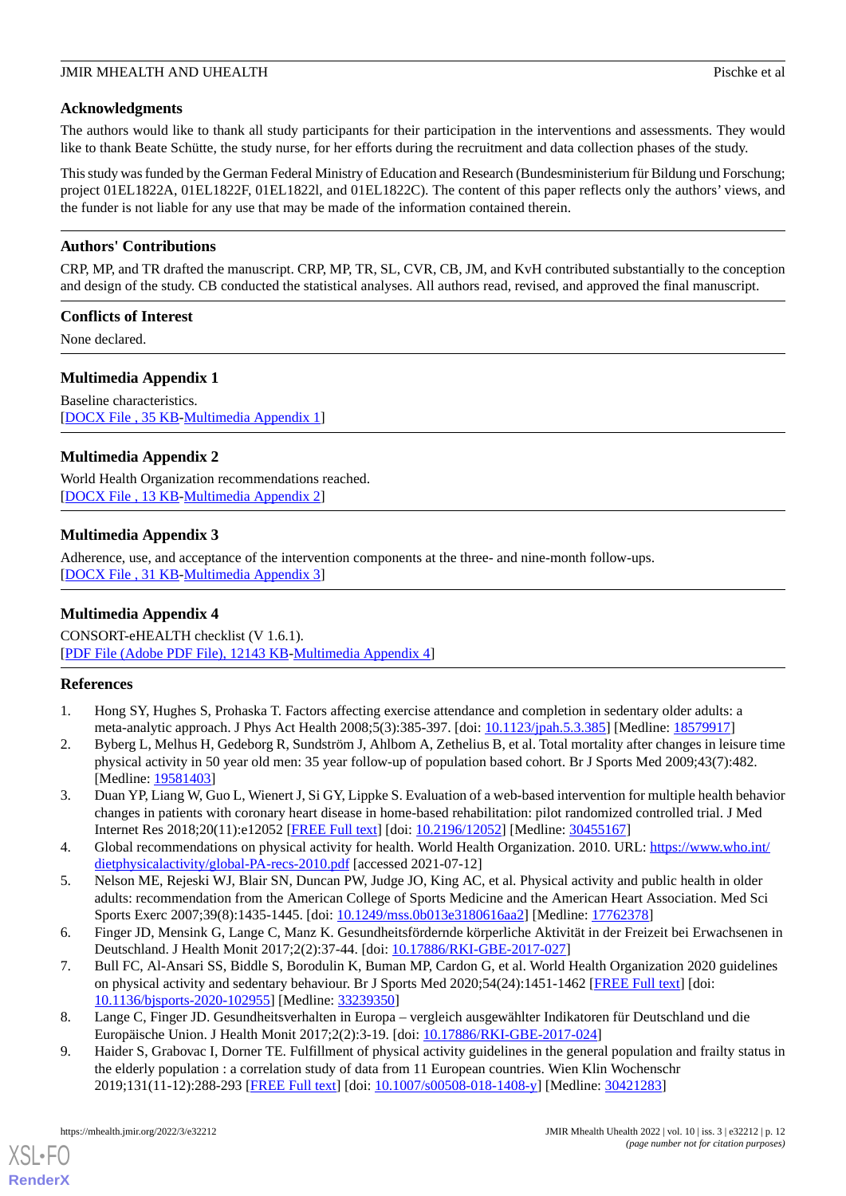## Acknowledgments

The authors would like to thank all study participants for their participation in the interventions and assessments. They would like to thank Beate Schütte, the study nurse, for her efforts during the recruitment and data collection phases of the study.

This study was funded by the German Federal Ministry of Education and Research (Bundesministerium für Bildung und Forschung; project 01EL1822A, 01EL1822F, 01EL1822l, and 01EL1822C). The content of this paper reflects only the authors' views, and the funder is not liable for any use that may be made of the information contained therein.

## Authors' Contributions

CRP, MP, and TR drafted the manuscript. CRP, MP, TR, SL, CVR, CB, JM, and KvH contributed substantially to the conception and design of the study. CB conducted the statistical analyses. All authors read, revised, and approved the final manuscript.

## Conflicts of Interest

None declared.

## Multimedia Appendix 1

Baseline characteristics.
[DOCX File , 35 KB-Multimedia Appendix 1]

## Multimedia Appendix 2

World Health Organization recommendations reached.
[DOCX File , 13 KB-Multimedia Appendix 2]

## Multimedia Appendix 3

Adherence, use, and acceptance of the intervention components at the three- and nine-month follow-ups.
[DOCX File , 31 KB-Multimedia Appendix 3]

## Multimedia Appendix 4

CONSORT-eHEALTH checklist (V 1.6.1).
[PDF File (Adobe PDF File), 12143 KB-Multimedia Appendix 4]

## References

1. Hong SY, Hughes S, Prohaska T. Factors affecting exercise attendance and completion in sedentary older adults: a meta-analytic approach. J Phys Act Health 2008;5(3):385-397. [doi: 10.1123/jpah.5.3.385] [Medline: 18579917]
2. Byberg L, Melhus H, Gedeborg R, Sundström J, Ahlbom A, Zethelius B, et al. Total mortality after changes in leisure time physical activity in 50 year old men: 35 year follow-up of population based cohort. Br J Sports Med 2009;43(7):482. [Medline: 19581403]
3. Duan YP, Liang W, Guo L, Wienert J, Si GY, Lippke S. Evaluation of a web-based intervention for multiple health behavior changes in patients with coronary heart disease in home-based rehabilitation: pilot randomized controlled trial. J Med Internet Res 2018;20(11):e12052 [FREE Full text] [doi: 10.2196/12052] [Medline: 30455167]
4. Global recommendations on physical activity for health. World Health Organization. 2010. URL: https://www.who.int/dietphysicalactivity/global-PA-recs-2010.pdf [accessed 2021-07-12]
5. Nelson ME, Rejeski WJ, Blair SN, Duncan PW, Judge JO, King AC, et al. Physical activity and public health in older adults: recommendation from the American College of Sports Medicine and the American Heart Association. Med Sci Sports Exerc 2007;39(8):1435-1445. [doi: 10.1249/mss.0b013e3180616aa2] [Medline: 17762378]
6. Finger JD, Mensink G, Lange C, Manz K. Gesundheitsfördernde körperliche Aktivität in der Freizeit bei Erwachsenen in Deutschland. J Health Monit 2017;2(2):37-44. [doi: 10.17886/RKI-GBE-2017-027]
7. Bull FC, Al-Ansari SS, Biddle S, Borodulin K, Buman MP, Cardon G, et al. World Health Organization 2020 guidelines on physical activity and sedentary behaviour. Br J Sports Med 2020;54(24):1451-1462 [FREE Full text] [doi: 10.1136/bjsports-2020-102955] [Medline: 33239350]
8. Lange C, Finger JD. Gesundheitsverhalten in Europa – vergleich ausgewählter Indikatoren für Deutschland und die Europäische Union. J Health Monit 2017;2(2):3-19. [doi: 10.17886/RKI-GBE-2017-024]
9. Haider S, Grabovac I, Dorner TE. Fulfillment of physical activity guidelines in the general population and frailty status in the elderly population : a correlation study of data from 11 European countries. Wien Klin Wochenschr 2019;131(11-12):288-293 [FREE Full text] [doi: 10.1007/s00508-018-1408-y] [Medline: 30421283]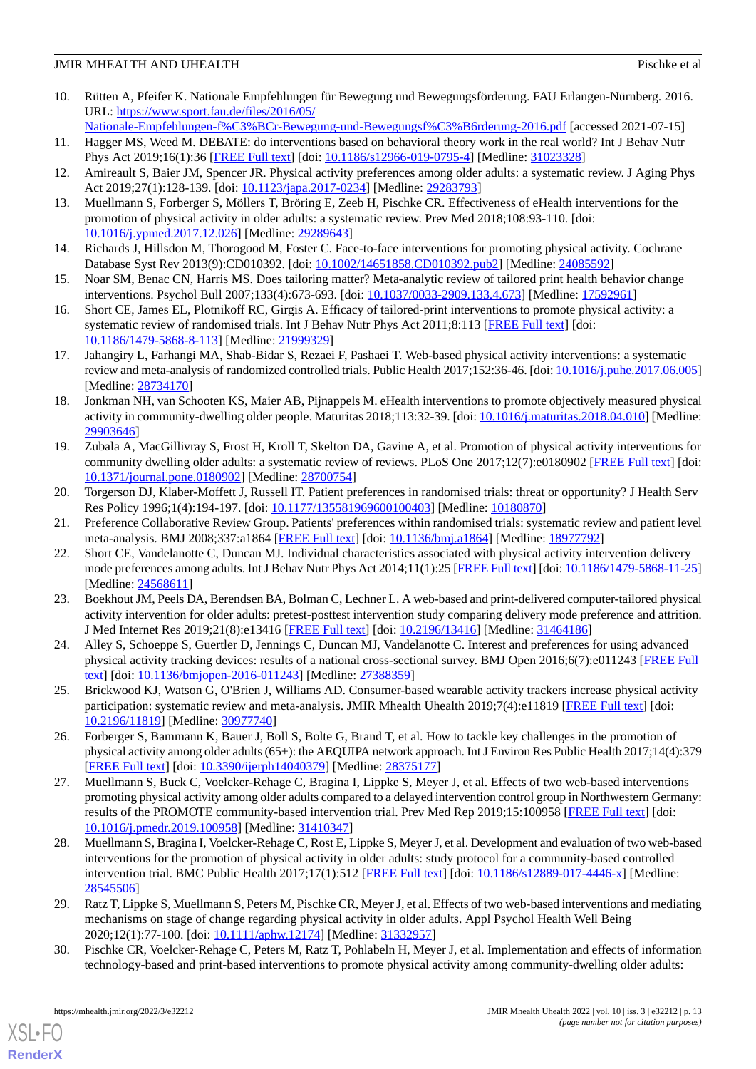10. Rütten A, Pfeifer K. Nationale Empfehlungen für Bewegung und Bewegungsförderung. FAU Erlangen-Nürnberg. 2016. URL: https://www.sport.fau.de/files/2016/05/Nationale-Empfehlungen-f%C3%BCr-Bewegung-und-Bewegungsf%C3%B6rderung-2016.pdf [accessed 2021-07-15]
11. Hagger MS, Weed M. DEBATE: do interventions based on behavioral theory work in the real world? Int J Behav Nutr Phys Act 2019;16(1):36 [FREE Full text] [doi: 10.1186/s12966-019-0795-4] [Medline: 31023328]
12. Amireault S, Baier JM, Spencer JR. Physical activity preferences among older adults: a systematic review. J Aging Phys Act 2019;27(1):128-139. [doi: 10.1123/japa.2017-0234] [Medline: 29283793]
13. Muellmann S, Forberger S, Möllers T, Bröring E, Zeeb H, Pischke CR. Effectiveness of eHealth interventions for the promotion of physical activity in older adults: a systematic review. Prev Med 2018;108:93-110. [doi: 10.1016/j.ypmed.2017.12.026] [Medline: 29289643]
14. Richards J, Hillsdon M, Thorogood M, Foster C. Face-to-face interventions for promoting physical activity. Cochrane Database Syst Rev 2013(9):CD010392. [doi: 10.1002/14651858.CD010392.pub2] [Medline: 24085592]
15. Noar SM, Benac CN, Harris MS. Does tailoring matter? Meta-analytic review of tailored print health behavior change interventions. Psychol Bull 2007;133(4):673-693. [doi: 10.1037/0033-2909.133.4.673] [Medline: 17592961]
16. Short CE, James EL, Plotnikoff RC, Girgis A. Efficacy of tailored-print interventions to promote physical activity: a systematic review of randomised trials. Int J Behav Nutr Phys Act 2011;8:113 [FREE Full text] [doi: 10.1186/1479-5868-8-113] [Medline: 21999329]
17. Jahangiry L, Farhangi MA, Shab-Bidar S, Rezaei F, Pashaei T. Web-based physical activity interventions: a systematic review and meta-analysis of randomized controlled trials. Public Health 2017;152:36-46. [doi: 10.1016/j.puhe.2017.06.005] [Medline: 28734170]
18. Jonkman NH, van Schooten KS, Maier AB, Pijnappels M. eHealth interventions to promote objectively measured physical activity in community-dwelling older people. Maturitas 2018;113:32-39. [doi: 10.1016/j.maturitas.2018.04.010] [Medline: 29903646]
19. Zubala A, MacGillivray S, Frost H, Kroll T, Skelton DA, Gavine A, et al. Promotion of physical activity interventions for community dwelling older adults: a systematic review of reviews. PLoS One 2017;12(7):e0180902 [FREE Full text] [doi: 10.1371/journal.pone.0180902] [Medline: 28700754]
20. Torgerson DJ, Klaber-Moffett J, Russell IT. Patient preferences in randomised trials: threat or opportunity? J Health Serv Res Policy 1996;1(4):194-197. [doi: 10.1177/135581969600100403] [Medline: 10180870]
21. Preference Collaborative Review Group. Patients' preferences within randomised trials: systematic review and patient level meta-analysis. BMJ 2008;337:a1864 [FREE Full text] [doi: 10.1136/bmj.a1864] [Medline: 18977792]
22. Short CE, Vandelanotte C, Duncan MJ. Individual characteristics associated with physical activity intervention delivery mode preferences among adults. Int J Behav Nutr Phys Act 2014;11(1):25 [FREE Full text] [doi: 10.1186/1479-5868-11-25] [Medline: 24568611]
23. Boekhout JM, Peels DA, Berendsen BA, Bolman C, Lechner L. A web-based and print-delivered computer-tailored physical activity intervention for older adults: pretest-posttest intervention study comparing delivery mode preference and attrition. J Med Internet Res 2019;21(8):e13416 [FREE Full text] [doi: 10.2196/13416] [Medline: 31464186]
24. Alley S, Schoeppe S, Guertler D, Jennings C, Duncan MJ, Vandelanotte C. Interest and preferences for using advanced physical activity tracking devices: results of a national cross-sectional survey. BMJ Open 2016;6(7):e011243 [FREE Full text] [doi: 10.1136/bmjopen-2016-011243] [Medline: 27388359]
25. Brickwood KJ, Watson G, O'Brien J, Williams AD. Consumer-based wearable activity trackers increase physical activity participation: systematic review and meta-analysis. JMIR Mhealth Uhealth 2019;7(4):e11819 [FREE Full text] [doi: 10.2196/11819] [Medline: 30977740]
26. Forberger S, Bammann K, Bauer J, Boll S, Bolte G, Brand T, et al. How to tackle key challenges in the promotion of physical activity among older adults (65+): the AEQUIPA network approach. Int J Environ Res Public Health 2017;14(4):379 [FREE Full text] [doi: 10.3390/ijerph14040379] [Medline: 28375177]
27. Muellmann S, Buck C, Voelcker-Rehage C, Bragina I, Lippke S, Meyer J, et al. Effects of two web-based interventions promoting physical activity among older adults compared to a delayed intervention control group in Northwestern Germany: results of the PROMOTE community-based intervention trial. Prev Med Rep 2019;15:100958 [FREE Full text] [doi: 10.1016/j.pmedr.2019.100958] [Medline: 31410347]
28. Muellmann S, Bragina I, Voelcker-Rehage C, Rost E, Lippke S, Meyer J, et al. Development and evaluation of two web-based interventions for the promotion of physical activity in older adults: study protocol for a community-based controlled intervention trial. BMC Public Health 2017;17(1):512 [FREE Full text] [doi: 10.1186/s12889-017-4446-x] [Medline: 28545506]
29. Ratz T, Lippke S, Muellmann S, Peters M, Pischke CR, Meyer J, et al. Effects of two web-based interventions and mediating mechanisms on stage of change regarding physical activity in older adults. Appl Psychol Health Well Being 2020;12(1):77-100. [doi: 10.1111/aphw.12174] [Medline: 31332957]
30. Pischke CR, Voelcker-Rehage C, Peters M, Ratz T, Pohlabeln H, Meyer J, et al. Implementation and effects of information technology-based and print-based interventions to promote physical activity among community-dwelling older adults: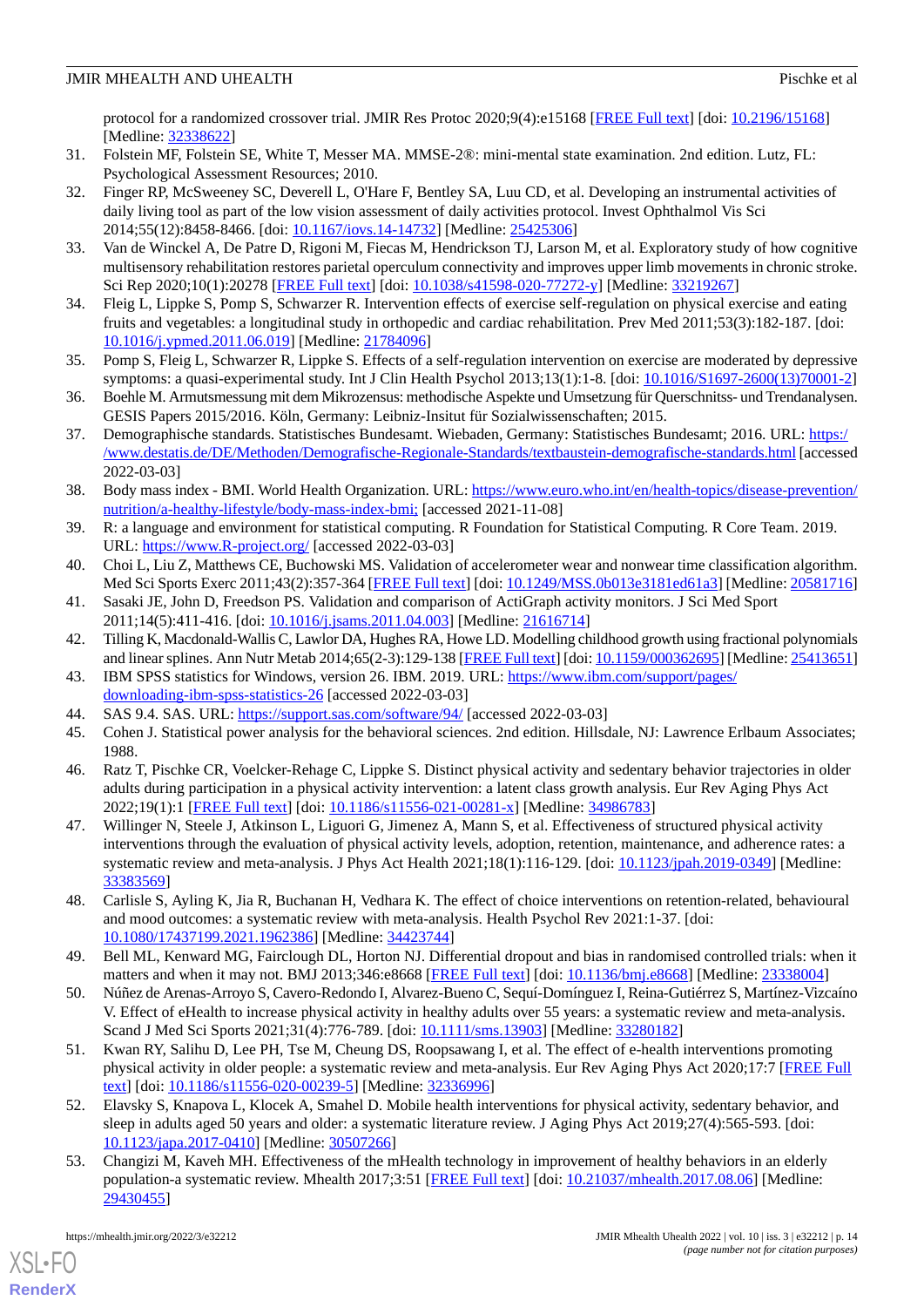protocol for a randomized crossover trial. JMIR Res Protoc 2020;9(4):e15168 [FREE Full text] [doi: 10.2196/15168] [Medline: 32338622]

31. Folstein MF, Folstein SE, White T, Messer MA. MMSE-2®: mini-mental state examination. 2nd edition. Lutz, FL: Psychological Assessment Resources; 2010.
32. Finger RP, McSweeney SC, Deverell L, O'Hare F, Bentley SA, Luu CD, et al. Developing an instrumental activities of daily living tool as part of the low vision assessment of daily activities protocol. Invest Ophthalmol Vis Sci 2014;55(12):8458-8466. [doi: 10.1167/iovs.14-14732] [Medline: 25425306]
33. Van de Winckel A, De Patre D, Rigoni M, Fiecas M, Hendrickson TJ, Larson M, et al. Exploratory study of how cognitive multisensory rehabilitation restores parietal operculum connectivity and improves upper limb movements in chronic stroke. Sci Rep 2020;10(1):20278 [FREE Full text] [doi: 10.1038/s41598-020-77272-y] [Medline: 33219267]
34. Fleig L, Lippke S, Pomp S, Schwarzer R. Intervention effects of exercise self-regulation on physical exercise and eating fruits and vegetables: a longitudinal study in orthopedic and cardiac rehabilitation. Prev Med 2011;53(3):182-187. [doi: 10.1016/j.ypmed.2011.06.019] [Medline: 21784096]
35. Pomp S, Fleig L, Schwarzer R, Lippke S. Effects of a self-regulation intervention on exercise are moderated by depressive symptoms: a quasi-experimental study. Int J Clin Health Psychol 2013;13(1):1-8. [doi: 10.1016/S1697-2600(13)70001-2]
36. Boehle M. Armutsmessung mit dem Mikrozensus: methodische Aspekte und Umsetzung für Querschnitts- und Trendanalysen. GESIS Papers 2015/2016. Köln, Germany: Leibniz-Insitut für Sozialwissenschaften; 2015.
37. Demographische standards. Statistisches Bundesamt. Wiebaden, Germany: Statistisches Bundesamt; 2016. URL: https://www.destatis.de/DE/Methoden/Demografische-Regionale-Standards/textbaustein-demografische-standards.html [accessed 2022-03-03]
38. Body mass index - BMI. World Health Organization. URL: https://www.euro.who.int/en/health-topics/disease-prevention/nutrition/a-healthy-lifestyle/body-mass-index-bmi; [accessed 2021-11-08]
39. R: a language and environment for statistical computing. R Foundation for Statistical Computing. R Core Team. 2019. URL: https://www.R-project.org/ [accessed 2022-03-03]
40. Choi L, Liu Z, Matthews CE, Buchowski MS. Validation of accelerometer wear and nonwear time classification algorithm. Med Sci Sports Exerc 2011;43(2):357-364 [FREE Full text] [doi: 10.1249/MSS.0b013e3181ed61a3] [Medline: 20581716]
41. Sasaki JE, John D, Freedson PS. Validation and comparison of ActiGraph activity monitors. J Sci Med Sport 2011;14(5):411-416. [doi: 10.1016/j.jsams.2011.04.003] [Medline: 21616714]
42. Tilling K, Macdonald-Wallis C, Lawlor DA, Hughes RA, Howe LD. Modelling childhood growth using fractional polynomials and linear splines. Ann Nutr Metab 2014;65(2-3):129-138 [FREE Full text] [doi: 10.1159/000362695] [Medline: 25413651]
43. IBM SPSS statistics for Windows, version 26. IBM. 2019. URL: https://www.ibm.com/support/pages/downloading-ibm-spss-statistics-26 [accessed 2022-03-03]
44. SAS 9.4. SAS. URL: https://support.sas.com/software/94/ [accessed 2022-03-03]
45. Cohen J. Statistical power analysis for the behavioral sciences. 2nd edition. Hillsdale, NJ: Lawrence Erlbaum Associates; 1988.
46. Ratz T, Pischke CR, Voelcker-Rehage C, Lippke S. Distinct physical activity and sedentary behavior trajectories in older adults during participation in a physical activity intervention: a latent class growth analysis. Eur Rev Aging Phys Act 2022;19(1):1 [FREE Full text] [doi: 10.1186/s11556-021-00281-x] [Medline: 34986783]
47. Willinger N, Steele J, Atkinson L, Liguori G, Jimenez A, Mann S, et al. Effectiveness of structured physical activity interventions through the evaluation of physical activity levels, adoption, retention, maintenance, and adherence rates: a systematic review and meta-analysis. J Phys Act Health 2021;18(1):116-129. [doi: 10.1123/jpah.2019-0349] [Medline: 33383569]
48. Carlisle S, Ayling K, Jia R, Buchanan H, Vedhara K. The effect of choice interventions on retention-related, behavioural and mood outcomes: a systematic review with meta-analysis. Health Psychol Rev 2021:1-37. [doi: 10.1080/17437199.2021.1962386] [Medline: 34423744]
49. Bell ML, Kenward MG, Fairclough DL, Horton NJ. Differential dropout and bias in randomised controlled trials: when it matters and when it may not. BMJ 2013;346:e8668 [FREE Full text] [doi: 10.1136/bmj.e8668] [Medline: 23338004]
50. Núñez de Arenas-Arroyo S, Cavero-Redondo I, Alvarez-Bueno C, Sequí-Domínguez I, Reina-Gutiérrez S, Martínez-Vizcaíno V. Effect of eHealth to increase physical activity in healthy adults over 55 years: a systematic review and meta-analysis. Scand J Med Sci Sports 2021;31(4):776-789. [doi: 10.1111/sms.13903] [Medline: 33280182]
51. Kwan RY, Salihu D, Lee PH, Tse M, Cheung DS, Roopsawang I, et al. The effect of e-health interventions promoting physical activity in older people: a systematic review and meta-analysis. Eur Rev Aging Phys Act 2020;17:7 [FREE Full text] [doi: 10.1186/s11556-020-00239-5] [Medline: 32336996]
52. Elavsky S, Knapova L, Klocek A, Smahel D. Mobile health interventions for physical activity, sedentary behavior, and sleep in adults aged 50 years and older: a systematic literature review. J Aging Phys Act 2019;27(4):565-593. [doi: 10.1123/japa.2017-0410] [Medline: 30507266]
53. Changizi M, Kaveh MH. Effectiveness of the mHealth technology in improvement of healthy behaviors in an elderly population-a systematic review. Mhealth 2017;3:51 [FREE Full text] [doi: 10.21037/mhealth.2017.08.06] [Medline: 29430455]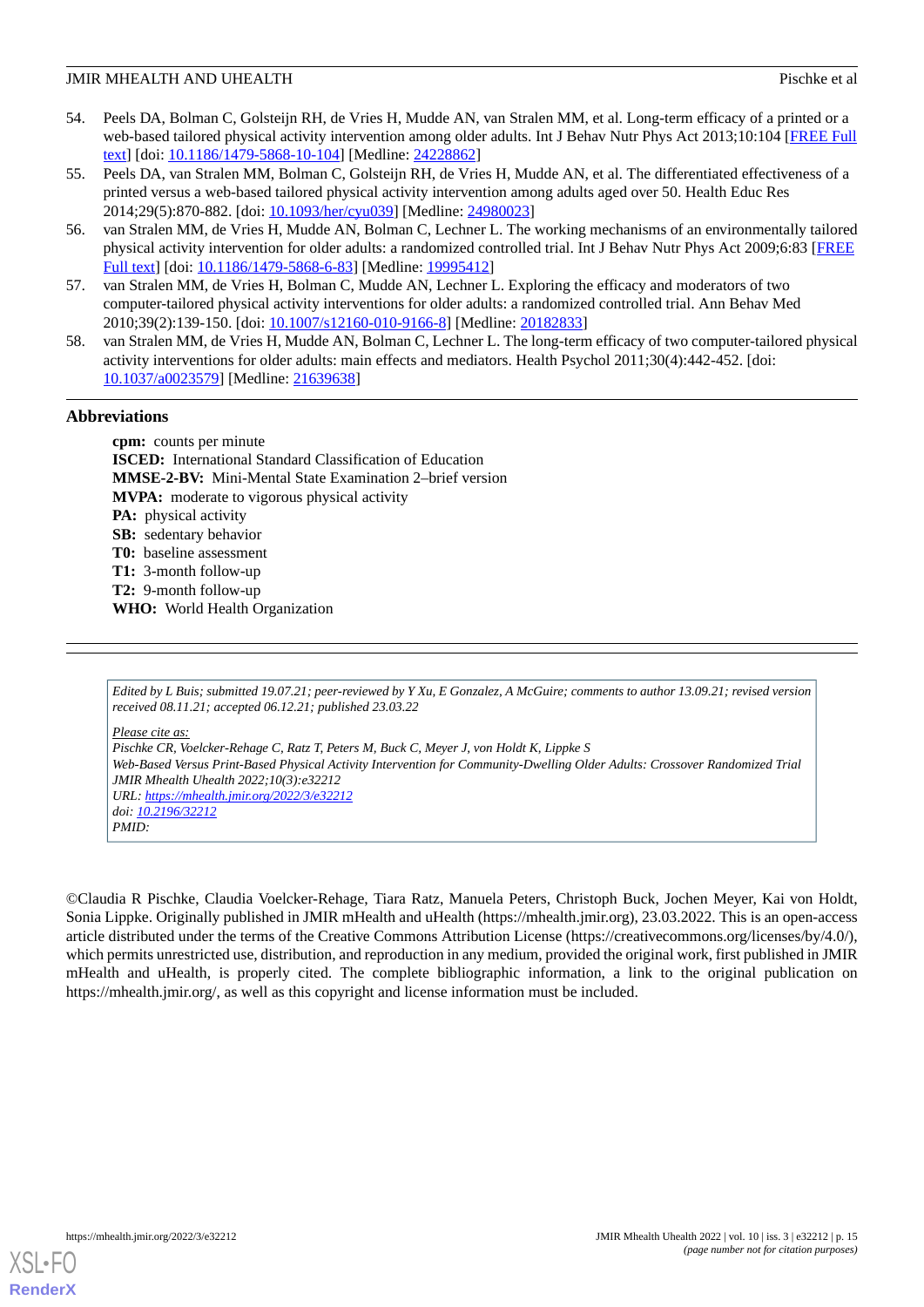54. Peels DA, Bolman C, Golsteijn RH, de Vries H, Mudde AN, van Stralen MM, et al. Long-term efficacy of a printed or a web-based tailored physical activity intervention among older adults. Int J Behav Nutr Phys Act 2013;10:104 [FREE Full text] [doi: 10.1186/1479-5868-10-104] [Medline: 24228862]
55. Peels DA, van Stralen MM, Bolman C, Golsteijn RH, de Vries H, Mudde AN, et al. The differentiated effectiveness of a printed versus a web-based tailored physical activity intervention among adults aged over 50. Health Educ Res 2014;29(5):870-882. [doi: 10.1093/her/cyu039] [Medline: 24980023]
56. van Stralen MM, de Vries H, Mudde AN, Bolman C, Lechner L. The working mechanisms of an environmentally tailored physical activity intervention for older adults: a randomized controlled trial. Int J Behav Nutr Phys Act 2009;6:83 [FREE Full text] [doi: 10.1186/1479-5868-6-83] [Medline: 19995412]
57. van Stralen MM, de Vries H, Bolman C, Mudde AN, Lechner L. Exploring the efficacy and moderators of two computer-tailored physical activity interventions for older adults: a randomized controlled trial. Ann Behav Med 2010;39(2):139-150. [doi: 10.1007/s12160-010-9166-8] [Medline: 20182833]
58. van Stralen MM, de Vries H, Mudde AN, Bolman C, Lechner L. The long-term efficacy of two computer-tailored physical activity interventions for older adults: main effects and mediators. Health Psychol 2011;30(4):442-452. [doi: 10.1037/a0023579] [Medline: 21639638]

## Abbreviations

**cpm:** counts per minute
**ISCED:** International Standard Classification of Education
**MMSE-2-BV:** Mini-Mental State Examination 2–brief version
**MVPA:** moderate to vigorous physical activity
**PA:** physical activity
**SB:** sedentary behavior
**T0:** baseline assessment
**T1:** 3-month follow-up
**T2:** 9-month follow-up
**WHO:** World Health Organization

*Edited by L Buis; submitted 19.07.21; peer-reviewed by Y Xu, E Gonzalez, A McGuire; comments to author 13.09.21; revised version received 08.11.21; accepted 06.12.21; published 23.03.22*

*Please cite as:*
*Pischke CR, Voelcker-Rehage C, Ratz T, Peters M, Buck C, Meyer J, von Holdt K, Lippke S*
*Web-Based Versus Print-Based Physical Activity Intervention for Community-Dwelling Older Adults: Crossover Randomized Trial*
*JMIR Mhealth Uhealth 2022;10(3):e32212*
*URL: https://mhealth.jmir.org/2022/3/e32212*
*doi: 10.2196/32212*
*PMID:*

©Claudia R Pischke, Claudia Voelcker-Rehage, Tiara Ratz, Manuela Peters, Christoph Buck, Jochen Meyer, Kai von Holdt, Sonia Lippke. Originally published in JMIR mHealth and uHealth (https://mhealth.jmir.org), 23.03.2022. This is an open-access article distributed under the terms of the Creative Commons Attribution License (https://creativecommons.org/licenses/by/4.0/), which permits unrestricted use, distribution, and reproduction in any medium, provided the original work, first published in JMIR mHealth and uHealth, is properly cited. The complete bibliographic information, a link to the original publication on https://mhealth.jmir.org/, as well as this copyright and license information must be included.